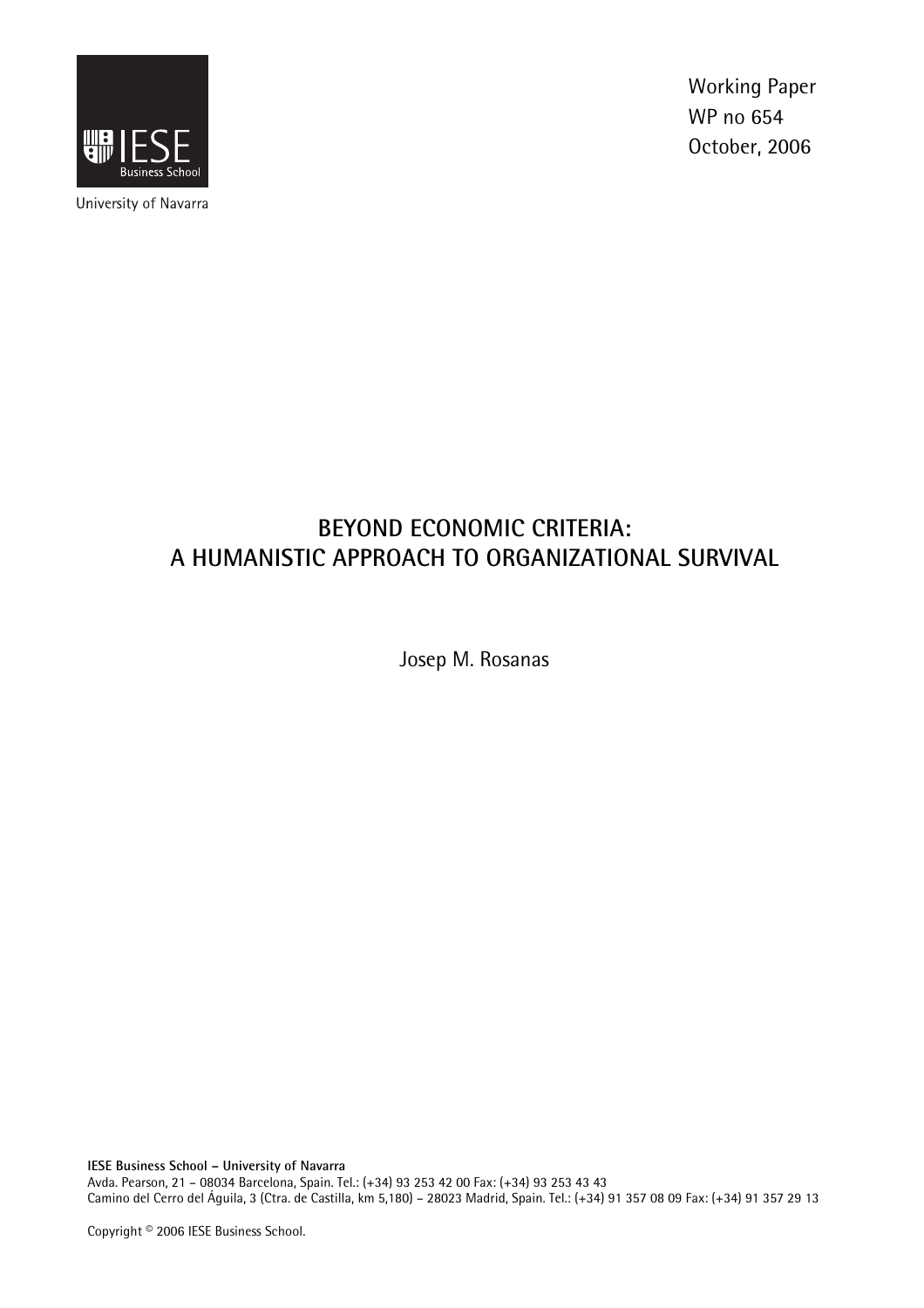University of Navarra

Working Paper
WP no 654
October, 2006

# BEYOND ECONOMIC CRITERIA: A HUMANISTIC APPROACH TO ORGANIZATIONAL SURVIVAL

Josep M. Rosanas

**IESE Business School – University of Navarra**
Avda. Pearson, 21 – 08034 Barcelona, Spain. Tel.: (+34) 93 253 42 00 Fax: (+34) 93 253 43 43
Camino del Cerro del Águila, 3 (Ctra. de Castilla, km 5,180) – 28023 Madrid, Spain. Tel.: (+34) 91 357 08 09 Fax: (+34) 91 357 29 13

Copyright © 2006 IESE Business School.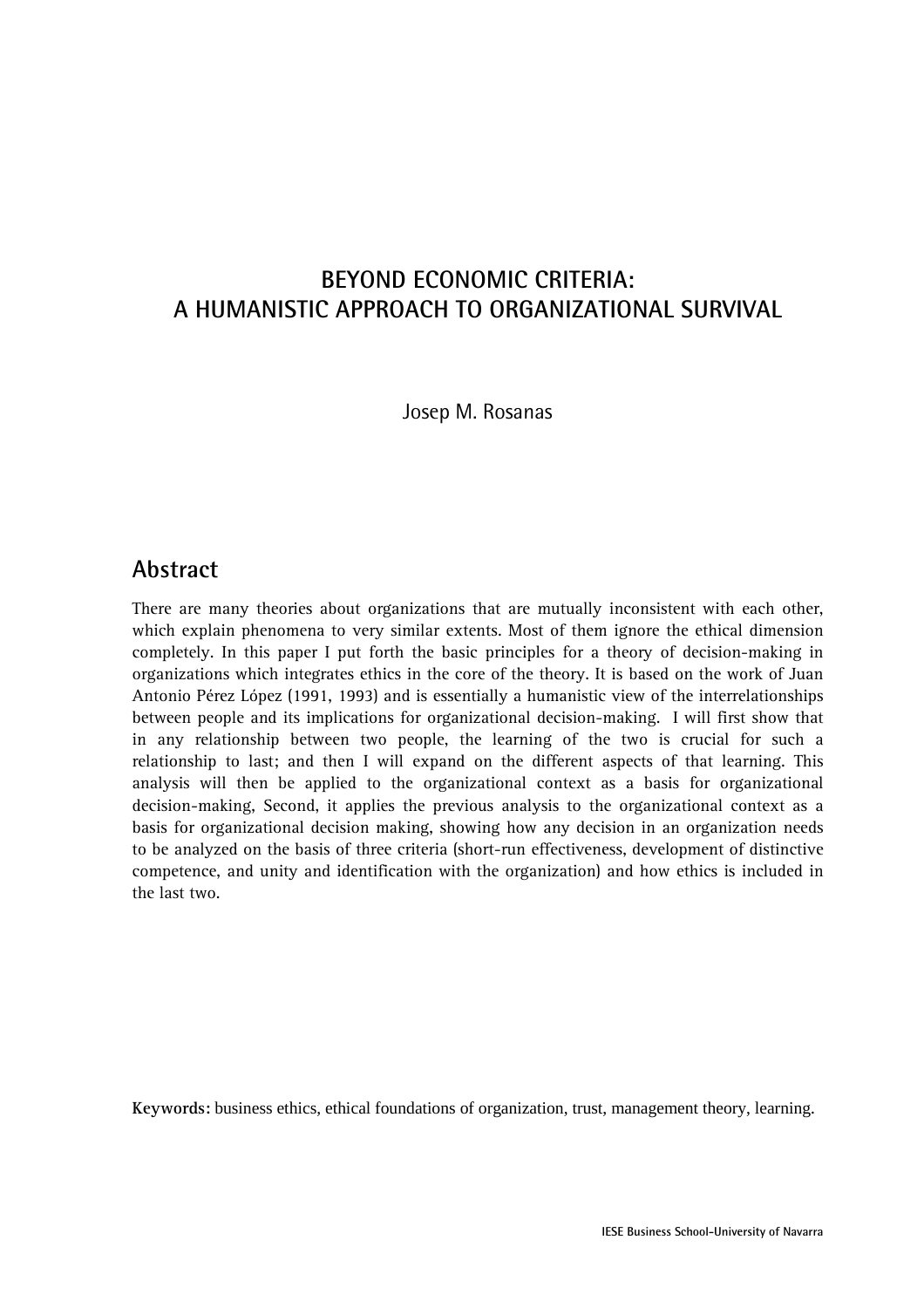# BEYOND ECONOMIC CRITERIA:
# A HUMANISTIC APPROACH TO ORGANIZATIONAL SURVIVAL

Josep M. Rosanas

## Abstract

There are many theories about organizations that are mutually inconsistent with each other, which explain phenomena to very similar extents. Most of them ignore the ethical dimension completely. In this paper I put forth the basic principles for a theory of decision-making in organizations which integrates ethics in the core of the theory. It is based on the work of Juan Antonio Pérez López (1991, 1993) and is essentially a humanistic view of the interrelationships between people and its implications for organizational decision-making. I will first show that in any relationship between two people, the learning of the two is crucial for such a relationship to last; and then I will expand on the different aspects of that learning. This analysis will then be applied to the organizational context as a basis for organizational decision-making, Second, it applies the previous analysis to the organizational context as a basis for organizational decision making, showing how any decision in an organization needs to be analyzed on the basis of three criteria (short-run effectiveness, development of distinctive competence, and unity and identification with the organization) and how ethics is included in the last two.

**Keywords:** business ethics, ethical foundations of organization, trust, management theory, learning.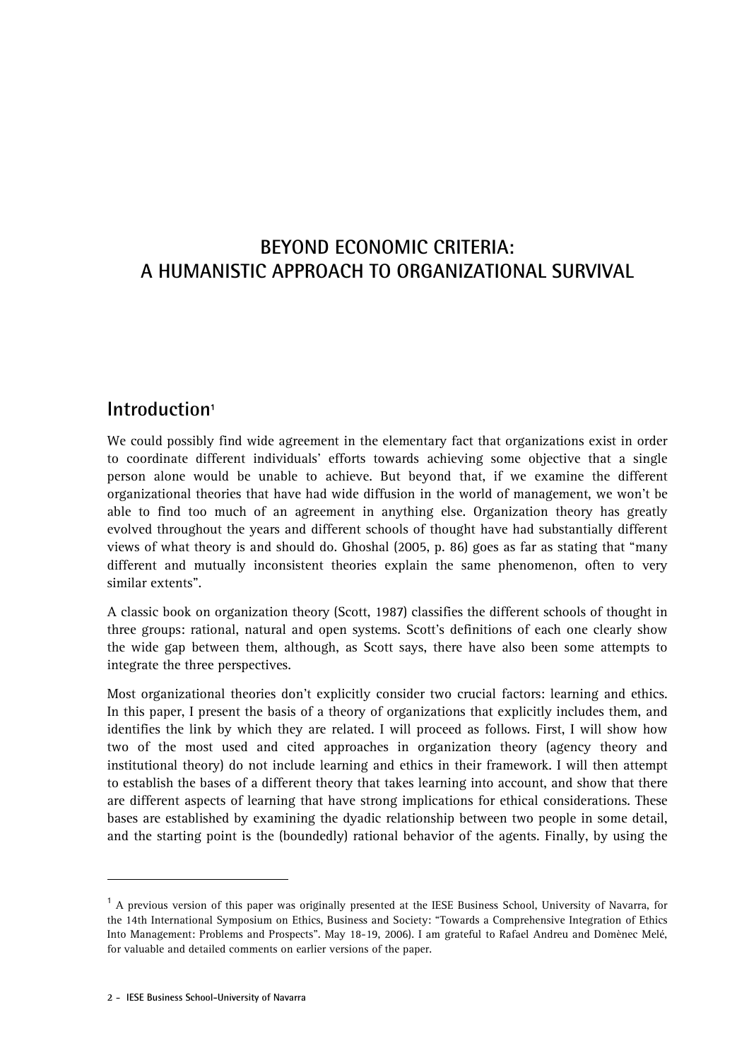# BEYOND ECONOMIC CRITERIA: A HUMANISTIC APPROACH TO ORGANIZATIONAL SURVIVAL

## Introduction[1]

We could possibly find wide agreement in the elementary fact that organizations exist in order to coordinate different individuals' efforts towards achieving some objective that a single person alone would be unable to achieve. But beyond that, if we examine the different organizational theories that have had wide diffusion in the world of management, we won't be able to find too much of an agreement in anything else. Organization theory has greatly evolved throughout the years and different schools of thought have had substantially different views of what theory is and should do. Ghoshal (2005, p. 86) goes as far as stating that "many different and mutually inconsistent theories explain the same phenomenon, often to very similar extents".

A classic book on organization theory (Scott, 1987) classifies the different schools of thought in three groups: rational, natural and open systems. Scott's definitions of each one clearly show the wide gap between them, although, as Scott says, there have also been some attempts to integrate the three perspectives.

Most organizational theories don't explicitly consider two crucial factors: learning and ethics. In this paper, I present the basis of a theory of organizations that explicitly includes them, and identifies the link by which they are related. I will proceed as follows. First, I will show how two of the most used and cited approaches in organization theory (agency theory and institutional theory) do not include learning and ethics in their framework. I will then attempt to establish the bases of a different theory that takes learning into account, and show that there are different aspects of learning that have strong implications for ethical considerations. These bases are established by examining the dyadic relationship between two people in some detail, and the starting point is the (boundedly) rational behavior of the agents. Finally, by using the

---

[1] A previous version of this paper was originally presented at the IESE Business School, University of Navarra, for the 14th International Symposium on Ethics, Business and Society: "Towards a Comprehensive Integration of Ethics Into Management: Problems and Prospects". May 18-19, 2006). I am grateful to Rafael Andreu and Domènec Melé, for valuable and detailed comments on earlier versions of the paper.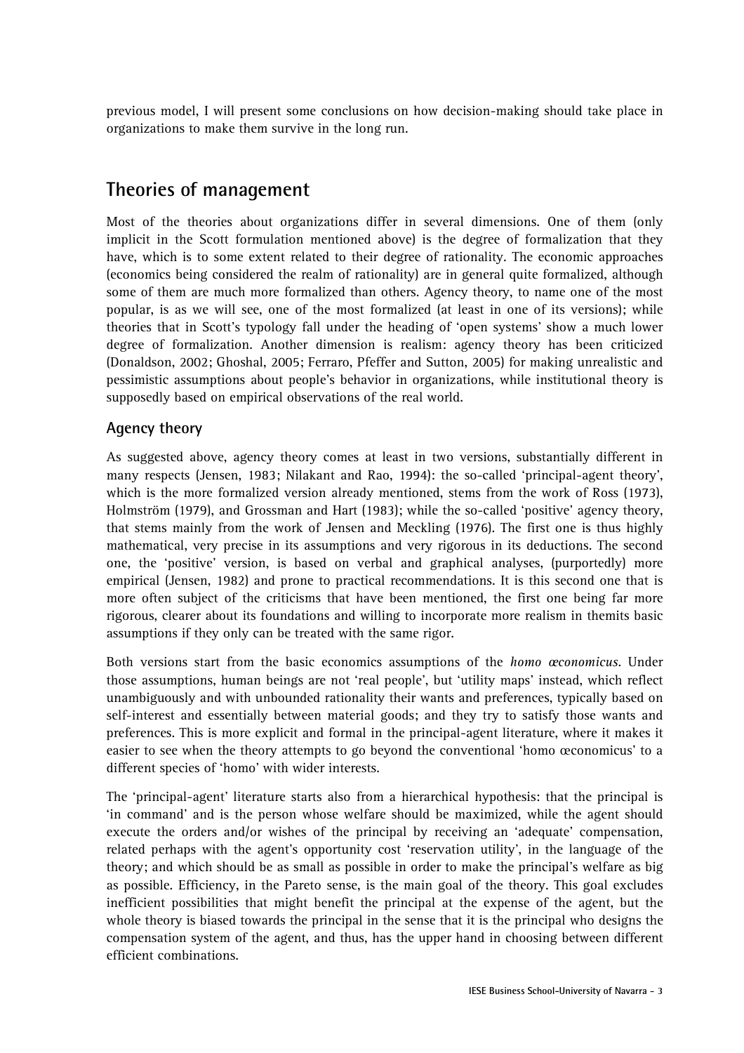previous model, I will present some conclusions on how decision-making should take place in organizations to make them survive in the long run.

## Theories of management

Most of the theories about organizations differ in several dimensions. One of them (only implicit in the Scott formulation mentioned above) is the degree of formalization that they have, which is to some extent related to their degree of rationality. The economic approaches (economics being considered the realm of rationality) are in general quite formalized, although some of them are much more formalized than others. Agency theory, to name one of the most popular, is as we will see, one of the most formalized (at least in one of its versions); while theories that in Scott's typology fall under the heading of 'open systems' show a much lower degree of formalization. Another dimension is realism: agency theory has been criticized (Donaldson, 2002; Ghoshal, 2005; Ferraro, Pfeffer and Sutton, 2005) for making unrealistic and pessimistic assumptions about people's behavior in organizations, while institutional theory is supposedly based on empirical observations of the real world.

### Agency theory

As suggested above, agency theory comes at least in two versions, substantially different in many respects (Jensen, 1983; Nilakant and Rao, 1994): the so-called 'principal-agent theory', which is the more formalized version already mentioned, stems from the work of Ross (1973), Holmström (1979), and Grossman and Hart (1983); while the so-called 'positive' agency theory, that stems mainly from the work of Jensen and Meckling (1976). The first one is thus highly mathematical, very precise in its assumptions and very rigorous in its deductions. The second one, the 'positive' version, is based on verbal and graphical analyses, (purportedly) more empirical (Jensen, 1982) and prone to practical recommendations. It is this second one that is more often subject of the criticisms that have been mentioned, the first one being far more rigorous, clearer about its foundations and willing to incorporate more realism in themits basic assumptions if they only can be treated with the same rigor.

Both versions start from the basic economics assumptions of the *homo œconomicus*. Under those assumptions, human beings are not 'real people', but 'utility maps' instead, which reflect unambiguously and with unbounded rationality their wants and preferences, typically based on self-interest and essentially between material goods; and they try to satisfy those wants and preferences. This is more explicit and formal in the principal-agent literature, where it makes it easier to see when the theory attempts to go beyond the conventional 'homo œconomicus' to a different species of 'homo' with wider interests.

The 'principal-agent' literature starts also from a hierarchical hypothesis: that the principal is 'in command' and is the person whose welfare should be maximized, while the agent should execute the orders and/or wishes of the principal by receiving an 'adequate' compensation, related perhaps with the agent's opportunity cost 'reservation utility', in the language of the theory; and which should be as small as possible in order to make the principal's welfare as big as possible. Efficiency, in the Pareto sense, is the main goal of the theory. This goal excludes inefficient possibilities that might benefit the principal at the expense of the agent, but the whole theory is biased towards the principal in the sense that it is the principal who designs the compensation system of the agent, and thus, has the upper hand in choosing between different efficient combinations.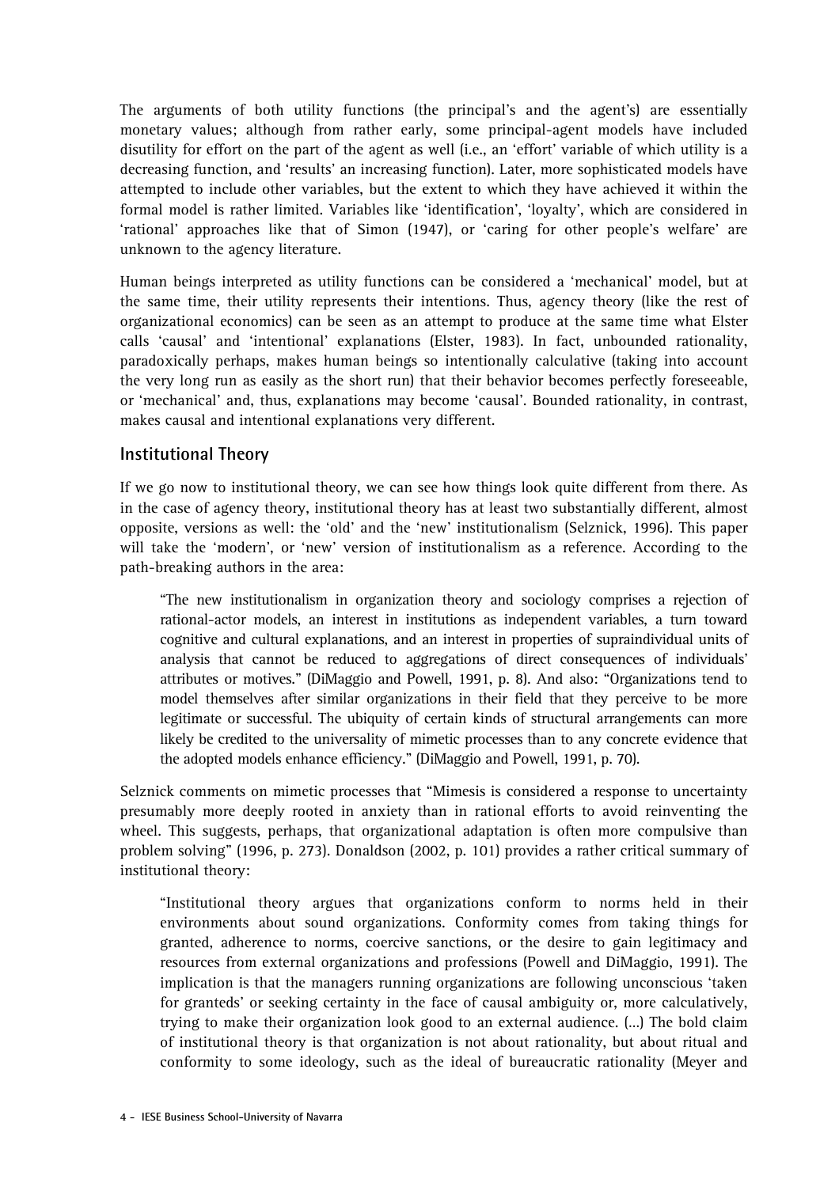The arguments of both utility functions (the principal's and the agent's) are essentially monetary values; although from rather early, some principal-agent models have included disutility for effort on the part of the agent as well (i.e., an 'effort' variable of which utility is a decreasing function, and 'results' an increasing function). Later, more sophisticated models have attempted to include other variables, but the extent to which they have achieved it within the formal model is rather limited. Variables like 'identification', 'loyalty', which are considered in 'rational' approaches like that of Simon (1947), or 'caring for other people's welfare' are unknown to the agency literature.

Human beings interpreted as utility functions can be considered a 'mechanical' model, but at the same time, their utility represents their intentions. Thus, agency theory (like the rest of organizational economics) can be seen as an attempt to produce at the same time what Elster calls 'causal' and 'intentional' explanations (Elster, 1983). In fact, unbounded rationality, paradoxically perhaps, makes human beings so intentionally calculative (taking into account the very long run as easily as the short run) that their behavior becomes perfectly foreseeable, or 'mechanical' and, thus, explanations may become 'causal'. Bounded rationality, in contrast, makes causal and intentional explanations very different.

## Institutional Theory

If we go now to institutional theory, we can see how things look quite different from there. As in the case of agency theory, institutional theory has at least two substantially different, almost opposite, versions as well: the 'old' and the 'new' institutionalism (Selznick, 1996). This paper will take the 'modern', or 'new' version of institutionalism as a reference. According to the path-breaking authors in the area:

> "The new institutionalism in organization theory and sociology comprises a rejection of rational-actor models, an interest in institutions as independent variables, a turn toward cognitive and cultural explanations, and an interest in properties of supraindividual units of analysis that cannot be reduced to aggregations of direct consequences of individuals' attributes or motives." (DiMaggio and Powell, 1991, p. 8). And also: "Organizations tend to model themselves after similar organizations in their field that they perceive to be more legitimate or successful. The ubiquity of certain kinds of structural arrangements can more likely be credited to the universality of mimetic processes than to any concrete evidence that the adopted models enhance efficiency." (DiMaggio and Powell, 1991, p. 70).

Selznick comments on mimetic processes that "Mimesis is considered a response to uncertainty presumably more deeply rooted in anxiety than in rational efforts to avoid reinventing the wheel. This suggests, perhaps, that organizational adaptation is often more compulsive than problem solving" (1996, p. 273). Donaldson (2002, p. 101) provides a rather critical summary of institutional theory:

> "Institutional theory argues that organizations conform to norms held in their environments about sound organizations. Conformity comes from taking things for granted, adherence to norms, coercive sanctions, or the desire to gain legitimacy and resources from external organizations and professions (Powell and DiMaggio, 1991). The implication is that the managers running organizations are following unconscious 'taken for granteds' or seeking certainty in the face of causal ambiguity or, more calculatively, trying to make their organization look good to an external audience. (...) The bold claim of institutional theory is that organization is not about rationality, but about ritual and conformity to some ideology, such as the ideal of bureaucratic rationality (Meyer and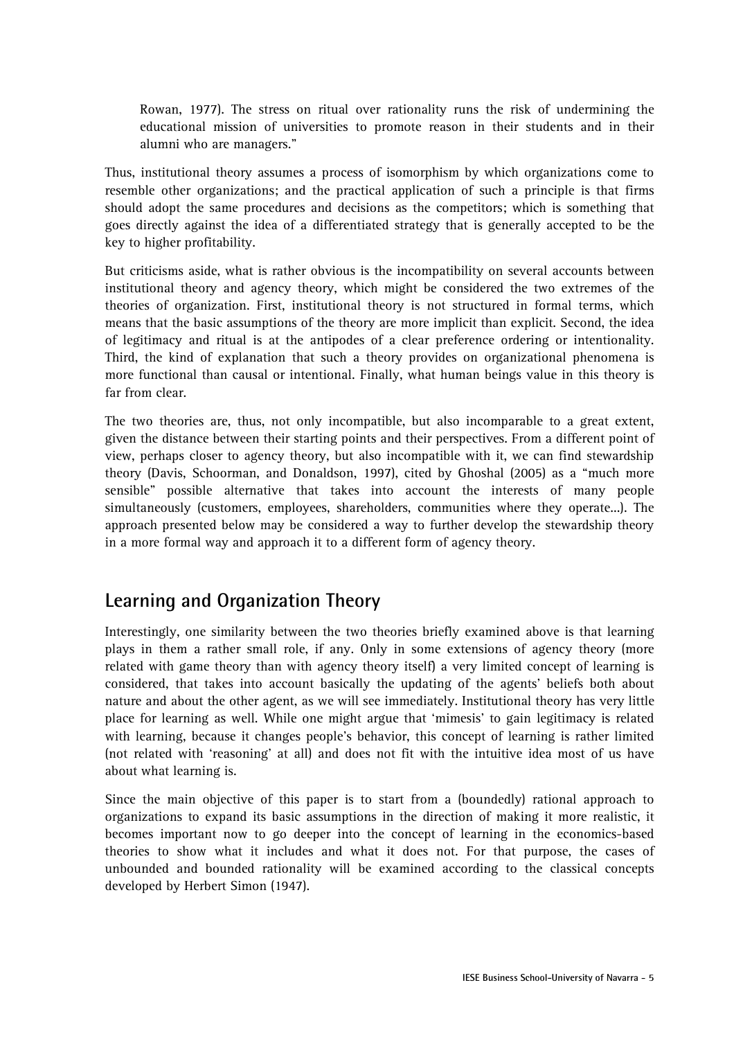Rowan, 1977). The stress on ritual over rationality runs the risk of undermining the educational mission of universities to promote reason in their students and in their alumni who are managers."

Thus, institutional theory assumes a process of isomorphism by which organizations come to resemble other organizations; and the practical application of such a principle is that firms should adopt the same procedures and decisions as the competitors; which is something that goes directly against the idea of a differentiated strategy that is generally accepted to be the key to higher profitability.

But criticisms aside, what is rather obvious is the incompatibility on several accounts between institutional theory and agency theory, which might be considered the two extremes of the theories of organization. First, institutional theory is not structured in formal terms, which means that the basic assumptions of the theory are more implicit than explicit. Second, the idea of legitimacy and ritual is at the antipodes of a clear preference ordering or intentionality. Third, the kind of explanation that such a theory provides on organizational phenomena is more functional than causal or intentional. Finally, what human beings value in this theory is far from clear.

The two theories are, thus, not only incompatible, but also incomparable to a great extent, given the distance between their starting points and their perspectives. From a different point of view, perhaps closer to agency theory, but also incompatible with it, we can find stewardship theory (Davis, Schoorman, and Donaldson, 1997), cited by Ghoshal (2005) as a "much more sensible" possible alternative that takes into account the interests of many people simultaneously (customers, employees, shareholders, communities where they operate...). The approach presented below may be considered a way to further develop the stewardship theory in a more formal way and approach it to a different form of agency theory.

## Learning and Organization Theory

Interestingly, one similarity between the two theories briefly examined above is that learning plays in them a rather small role, if any. Only in some extensions of agency theory (more related with game theory than with agency theory itself) a very limited concept of learning is considered, that takes into account basically the updating of the agents' beliefs both about nature and about the other agent, as we will see immediately. Institutional theory has very little place for learning as well. While one might argue that 'mimesis' to gain legitimacy is related with learning, because it changes people's behavior, this concept of learning is rather limited (not related with 'reasoning' at all) and does not fit with the intuitive idea most of us have about what learning is.

Since the main objective of this paper is to start from a (boundedly) rational approach to organizations to expand its basic assumptions in the direction of making it more realistic, it becomes important now to go deeper into the concept of learning in the economics-based theories to show what it includes and what it does not. For that purpose, the cases of unbounded and bounded rationality will be examined according to the classical concepts developed by Herbert Simon (1947).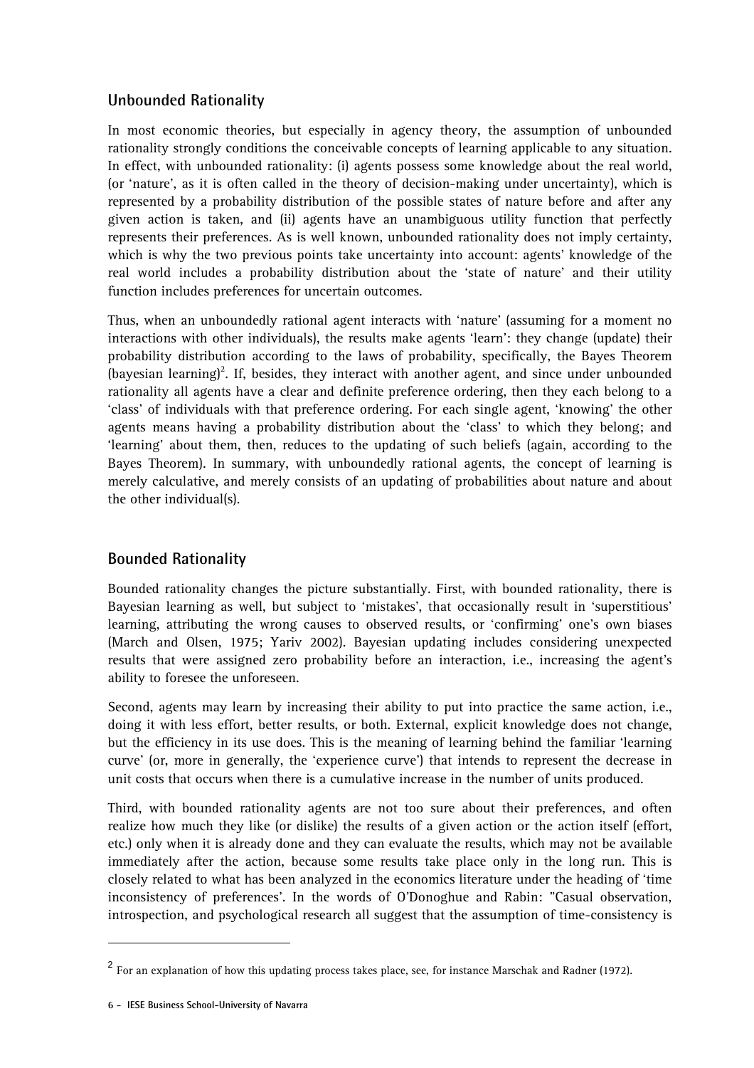## Unbounded Rationality

In most economic theories, but especially in agency theory, the assumption of unbounded rationality strongly conditions the conceivable concepts of learning applicable to any situation. In effect, with unbounded rationality: (i) agents possess some knowledge about the real world, (or 'nature', as it is often called in the theory of decision-making under uncertainty), which is represented by a probability distribution of the possible states of nature before and after any given action is taken, and (ii) agents have an unambiguous utility function that perfectly represents their preferences. As is well known, unbounded rationality does not imply certainty, which is why the two previous points take uncertainty into account: agents' knowledge of the real world includes a probability distribution about the 'state of nature' and their utility function includes preferences for uncertain outcomes.

Thus, when an unboundedly rational agent interacts with 'nature' (assuming for a moment no interactions with other individuals), the results make agents 'learn': they change (update) their probability distribution according to the laws of probability, specifically, the Bayes Theorem (bayesian learning)[2]. If, besides, they interact with another agent, and since under unbounded rationality all agents have a clear and definite preference ordering, then they each belong to a 'class' of individuals with that preference ordering. For each single agent, 'knowing' the other agents means having a probability distribution about the 'class' to which they belong; and 'learning' about them, then, reduces to the updating of such beliefs (again, according to the Bayes Theorem). In summary, with unboundedly rational agents, the concept of learning is merely calculative, and merely consists of an updating of probabilities about nature and about the other individual(s).

## Bounded Rationality

Bounded rationality changes the picture substantially. First, with bounded rationality, there is Bayesian learning as well, but subject to 'mistakes', that occasionally result in 'superstitious' learning, attributing the wrong causes to observed results, or 'confirming' one's own biases (March and Olsen, 1975; Yariv 2002). Bayesian updating includes considering unexpected results that were assigned zero probability before an interaction, i.e., increasing the agent's ability to foresee the unforeseen.

Second, agents may learn by increasing their ability to put into practice the same action, i.e., doing it with less effort, better results, or both. External, explicit knowledge does not change, but the efficiency in its use does. This is the meaning of learning behind the familiar 'learning curve' (or, more in generally, the 'experience curve') that intends to represent the decrease in unit costs that occurs when there is a cumulative increase in the number of units produced.

Third, with bounded rationality agents are not too sure about their preferences, and often realize how much they like (or dislike) the results of a given action or the action itself (effort, etc.) only when it is already done and they can evaluate the results, which may not be available immediately after the action, because some results take place only in the long run. This is closely related to what has been analyzed in the economics literature under the heading of 'time inconsistency of preferences'. In the words of O'Donoghue and Rabin: "Casual observation, introspection, and psychological research all suggest that the assumption of time-consistency is

---

[2] For an explanation of how this updating process takes place, see, for instance Marschak and Radner (1972).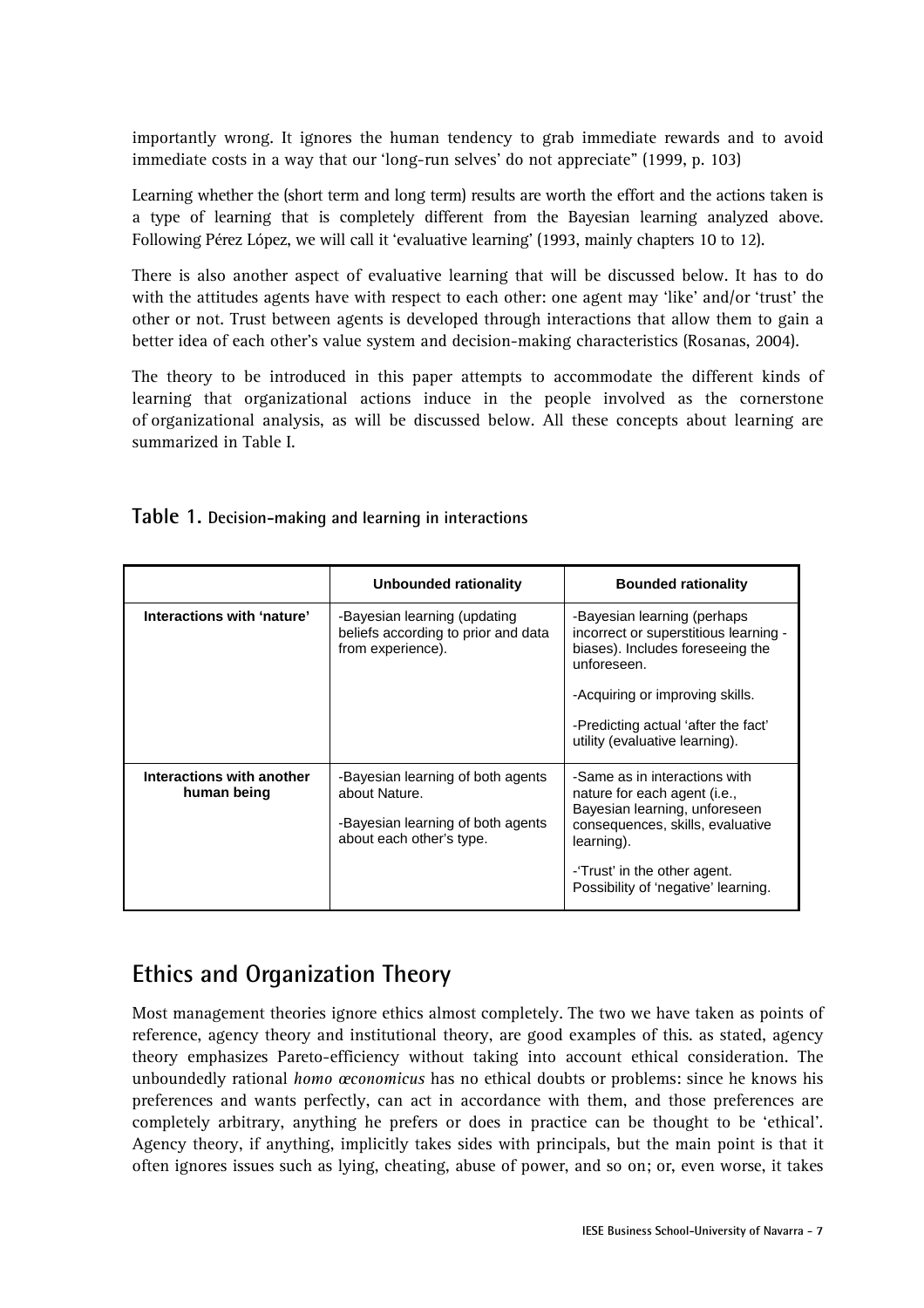importantly wrong. It ignores the human tendency to grab immediate rewards and to avoid immediate costs in a way that our 'long-run selves' do not appreciate" (1999, p. 103)

Learning whether the (short term and long term) results are worth the effort and the actions taken is a type of learning that is completely different from the Bayesian learning analyzed above. Following Pérez López, we will call it 'evaluative learning' (1993, mainly chapters 10 to 12).

There is also another aspect of evaluative learning that will be discussed below. It has to do with the attitudes agents have with respect to each other: one agent may 'like' and/or 'trust' the other or not. Trust between agents is developed through interactions that allow them to gain a better idea of each other's value system and decision-making characteristics (Rosanas, 2004).

The theory to be introduced in this paper attempts to accommodate the different kinds of learning that organizational actions induce in the people involved as the cornerstone of organizational analysis, as will be discussed below. All these concepts about learning are summarized in Table I.

**Table 1. Decision-making and learning in interactions**

| | Unbounded rationality | Bounded rationality |
|---|---|---|
| **Interactions with 'nature'** | -Bayesian learning (updating beliefs according to prior and data from experience). | -Bayesian learning (perhaps incorrect or superstitious learning - biases). Includes foreseeing the unforeseen.<br><br>-Acquiring or improving skills.<br><br>-Predicting actual 'after the fact' utility (evaluative learning). |
| **Interactions with another human being** | -Bayesian learning of both agents about Nature.<br><br>-Bayesian learning of both agents about each other's type. | -Same as in interactions with nature for each agent (i.e., Bayesian learning, unforeseen consequences, skills, evaluative learning).<br><br>-'Trust' in the other agent. Possibility of 'negative' learning. |

## Ethics and Organization Theory

Most management theories ignore ethics almost completely. The two we have taken as points of reference, agency theory and institutional theory, are good examples of this. as stated, agency theory emphasizes Pareto-efficiency without taking into account ethical consideration. The unboundedly rational *homo œconomicus* has no ethical doubts or problems: since he knows his preferences and wants perfectly, can act in accordance with them, and those preferences are completely arbitrary, anything he prefers or does in practice can be thought to be 'ethical'. Agency theory, if anything, implicitly takes sides with principals, but the main point is that it often ignores issues such as lying, cheating, abuse of power, and so on; or, even worse, it takes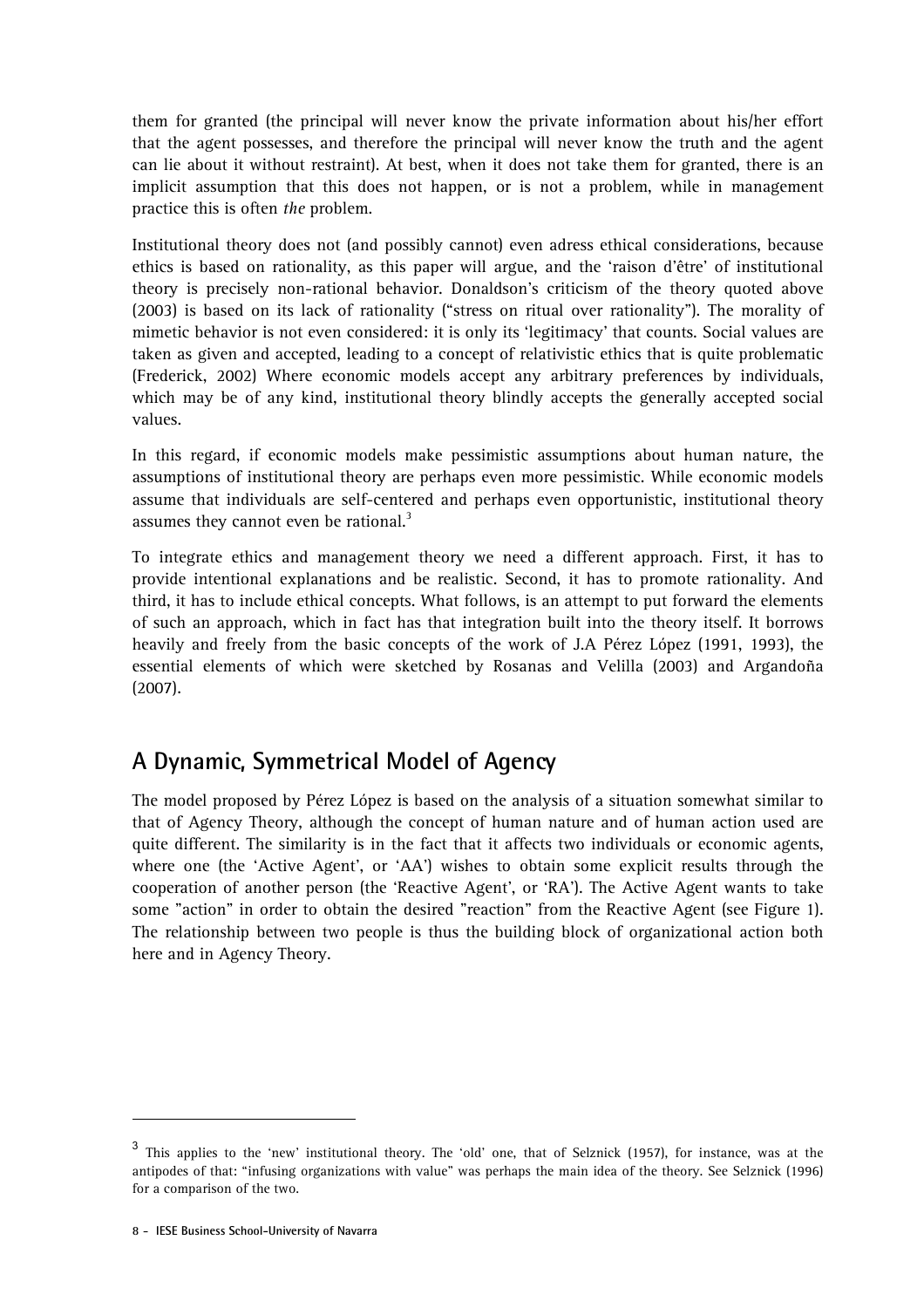them for granted (the principal will never know the private information about his/her effort that the agent possesses, and therefore the principal will never know the truth and the agent can lie about it without restraint). At best, when it does not take them for granted, there is an implicit assumption that this does not happen, or is not a problem, while in management practice this is often *the* problem.

Institutional theory does not (and possibly cannot) even adress ethical considerations, because ethics is based on rationality, as this paper will argue, and the 'raison d'être' of institutional theory is precisely non-rational behavior. Donaldson's criticism of the theory quoted above (2003) is based on its lack of rationality ("stress on ritual over rationality"). The morality of mimetic behavior is not even considered: it is only its 'legitimacy' that counts. Social values are taken as given and accepted, leading to a concept of relativistic ethics that is quite problematic (Frederick, 2002) Where economic models accept any arbitrary preferences by individuals, which may be of any kind, institutional theory blindly accepts the generally accepted social values.

In this regard, if economic models make pessimistic assumptions about human nature, the assumptions of institutional theory are perhaps even more pessimistic. While economic models assume that individuals are self-centered and perhaps even opportunistic, institutional theory assumes they cannot even be rational.[3]

To integrate ethics and management theory we need a different approach. First, it has to provide intentional explanations and be realistic. Second, it has to promote rationality. And third, it has to include ethical concepts. What follows, is an attempt to put forward the elements of such an approach, which in fact has that integration built into the theory itself. It borrows heavily and freely from the basic concepts of the work of J.A Pérez López (1991, 1993), the essential elements of which were sketched by Rosanas and Velilla (2003) and Argandoña (2007).

## A Dynamic, Symmetrical Model of Agency

The model proposed by Pérez López is based on the analysis of a situation somewhat similar to that of Agency Theory, although the concept of human nature and of human action used are quite different. The similarity is in the fact that it affects two individuals or economic agents, where one (the 'Active Agent', or 'AA') wishes to obtain some explicit results through the cooperation of another person (the 'Reactive Agent', or 'RA'). The Active Agent wants to take some "action" in order to obtain the desired "reaction" from the Reactive Agent (see Figure 1). The relationship between two people is thus the building block of organizational action both here and in Agency Theory.

---

[3] This applies to the 'new' institutional theory. The 'old' one, that of Selznick (1957), for instance, was at the antipodes of that: "infusing organizations with value" was perhaps the main idea of the theory. See Selznick (1996) for a comparison of the two.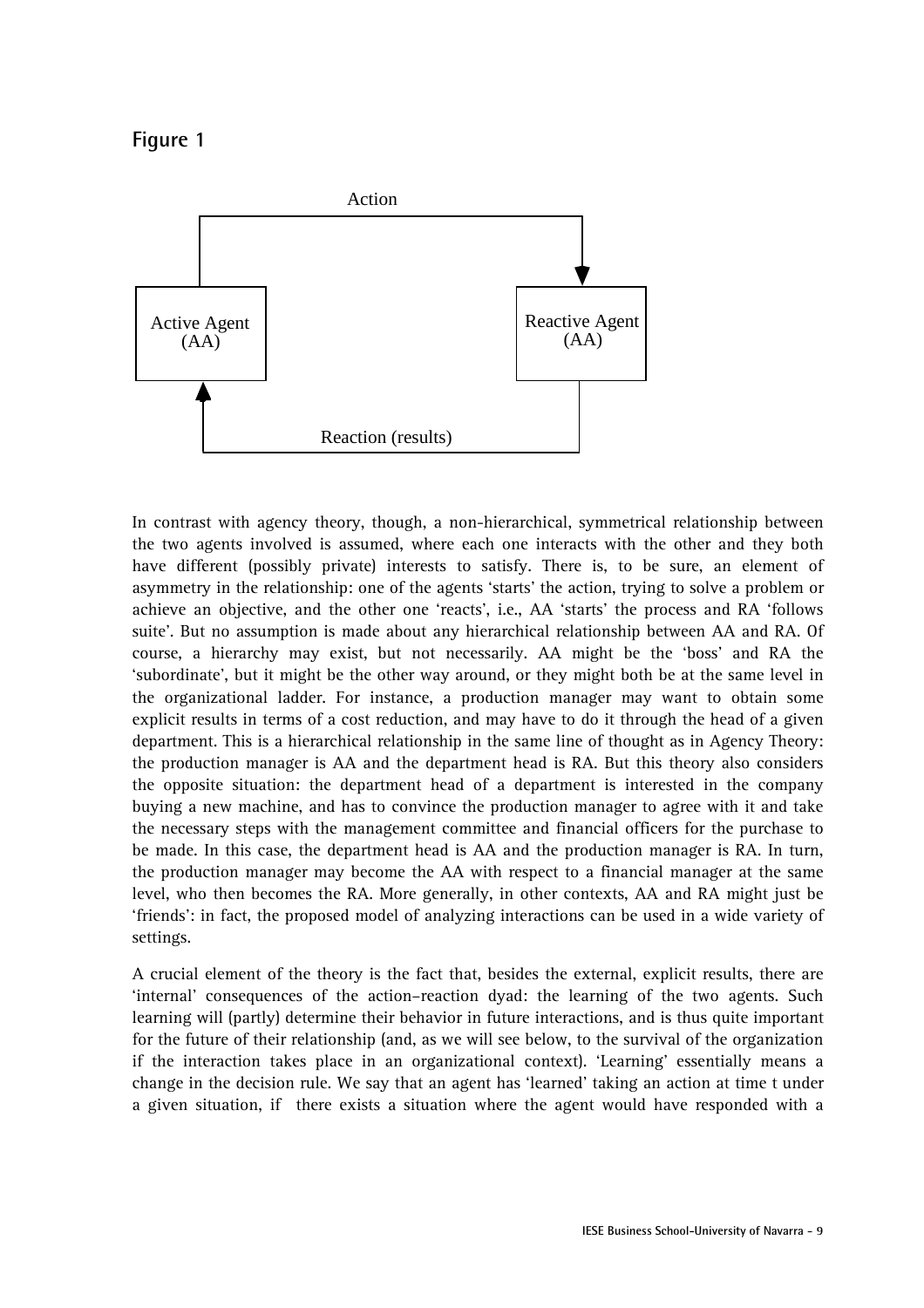**Figure 1**

Action

Active Agent (AA)

Reactive Agent (AA)

Reaction (results)

In contrast with agency theory, though, a non-hierarchical, symmetrical relationship between the two agents involved is assumed, where each one interacts with the other and they both have different (possibly private) interests to satisfy. There is, to be sure, an element of asymmetry in the relationship: one of the agents 'starts' the action, trying to solve a problem or achieve an objective, and the other one 'reacts', i.e., AA 'starts' the process and RA 'follows suite'. But no assumption is made about any hierarchical relationship between AA and RA. Of course, a hierarchy may exist, but not necessarily. AA might be the 'boss' and RA the 'subordinate', but it might be the other way around, or they might both be at the same level in the organizational ladder. For instance, a production manager may want to obtain some explicit results in terms of a cost reduction, and may have to do it through the head of a given department. This is a hierarchical relationship in the same line of thought as in Agency Theory: the production manager is AA and the department head is RA. But this theory also considers the opposite situation: the department head of a department is interested in the company buying a new machine, and has to convince the production manager to agree with it and take the necessary steps with the management committee and financial officers for the purchase to be made. In this case, the department head is AA and the production manager is RA. In turn, the production manager may become the AA with respect to a financial manager at the same level, who then becomes the RA. More generally, in other contexts, AA and RA might just be 'friends': in fact, the proposed model of analyzing interactions can be used in a wide variety of settings.

A crucial element of the theory is the fact that, besides the external, explicit results, there are 'internal' consequences of the action-reaction dyad: the learning of the two agents. Such learning will (partly) determine their behavior in future interactions, and is thus quite important for the future of their relationship (and, as we will see below, to the survival of the organization if the interaction takes place in an organizational context). 'Learning' essentially means a change in the decision rule. We say that an agent has 'learned' taking an action at time t under a given situation, if there exists a situation where the agent would have responded with a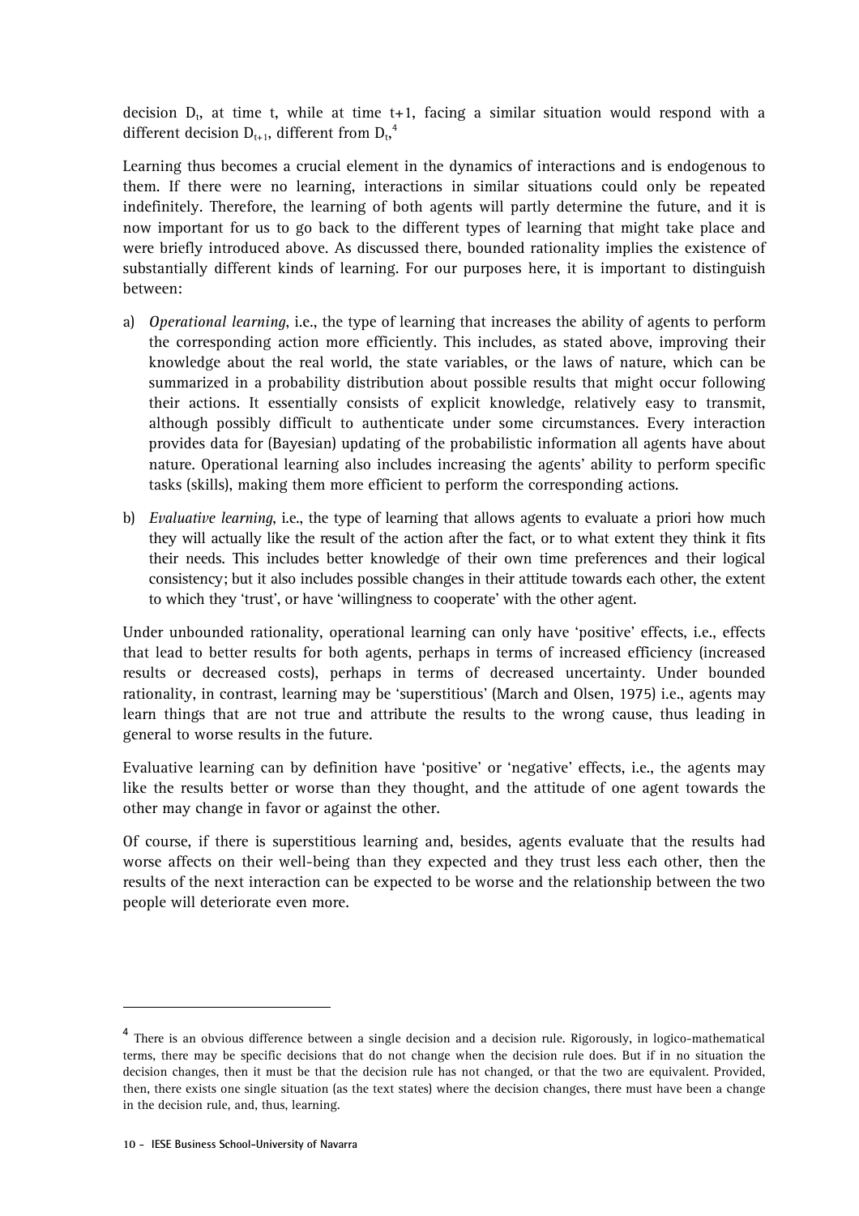decision $D_t$, at time t, while at time t+1, facing a similar situation would respond with a different decision $D_{t+1}$, different from $D_t$,[4]

Learning thus becomes a crucial element in the dynamics of interactions and is endogenous to them. If there were no learning, interactions in similar situations could only be repeated indefinitely. Therefore, the learning of both agents will partly determine the future, and it is now important for us to go back to the different types of learning that might take place and were briefly introduced above. As discussed there, bounded rationality implies the existence of substantially different kinds of learning. For our purposes here, it is important to distinguish between:

a) *Operational learning*, i.e., the type of learning that increases the ability of agents to perform the corresponding action more efficiently. This includes, as stated above, improving their knowledge about the real world, the state variables, or the laws of nature, which can be summarized in a probability distribution about possible results that might occur following their actions. It essentially consists of explicit knowledge, relatively easy to transmit, although possibly difficult to authenticate under some circumstances. Every interaction provides data for (Bayesian) updating of the probabilistic information all agents have about nature. Operational learning also includes increasing the agents' ability to perform specific tasks (skills), making them more efficient to perform the corresponding actions.

b) *Evaluative learning*, i.e., the type of learning that allows agents to evaluate a priori how much they will actually like the result of the action after the fact, or to what extent they think it fits their needs. This includes better knowledge of their own time preferences and their logical consistency; but it also includes possible changes in their attitude towards each other, the extent to which they 'trust', or have 'willingness to cooperate' with the other agent.

Under unbounded rationality, operational learning can only have 'positive' effects, i.e., effects that lead to better results for both agents, perhaps in terms of increased efficiency (increased results or decreased costs), perhaps in terms of decreased uncertainty. Under bounded rationality, in contrast, learning may be 'superstitious' (March and Olsen, 1975) i.e., agents may learn things that are not true and attribute the results to the wrong cause, thus leading in general to worse results in the future.

Evaluative learning can by definition have 'positive' or 'negative' effects, i.e., the agents may like the results better or worse than they thought, and the attitude of one agent towards the other may change in favor or against the other.

Of course, if there is superstitious learning and, besides, agents evaluate that the results had worse affects on their well-being than they expected and they trust less each other, then the results of the next interaction can be expected to be worse and the relationship between the two people will deteriorate even more.

[4] There is an obvious difference between a single decision and a decision rule. Rigorously, in logico-mathematical terms, there may be specific decisions that do not change when the decision rule does. But if in no situation the decision changes, then it must be that the decision rule has not changed, or that the two are equivalent. Provided, then, there exists one single situation (as the text states) where the decision changes, there must have been a change in the decision rule, and, thus, learning.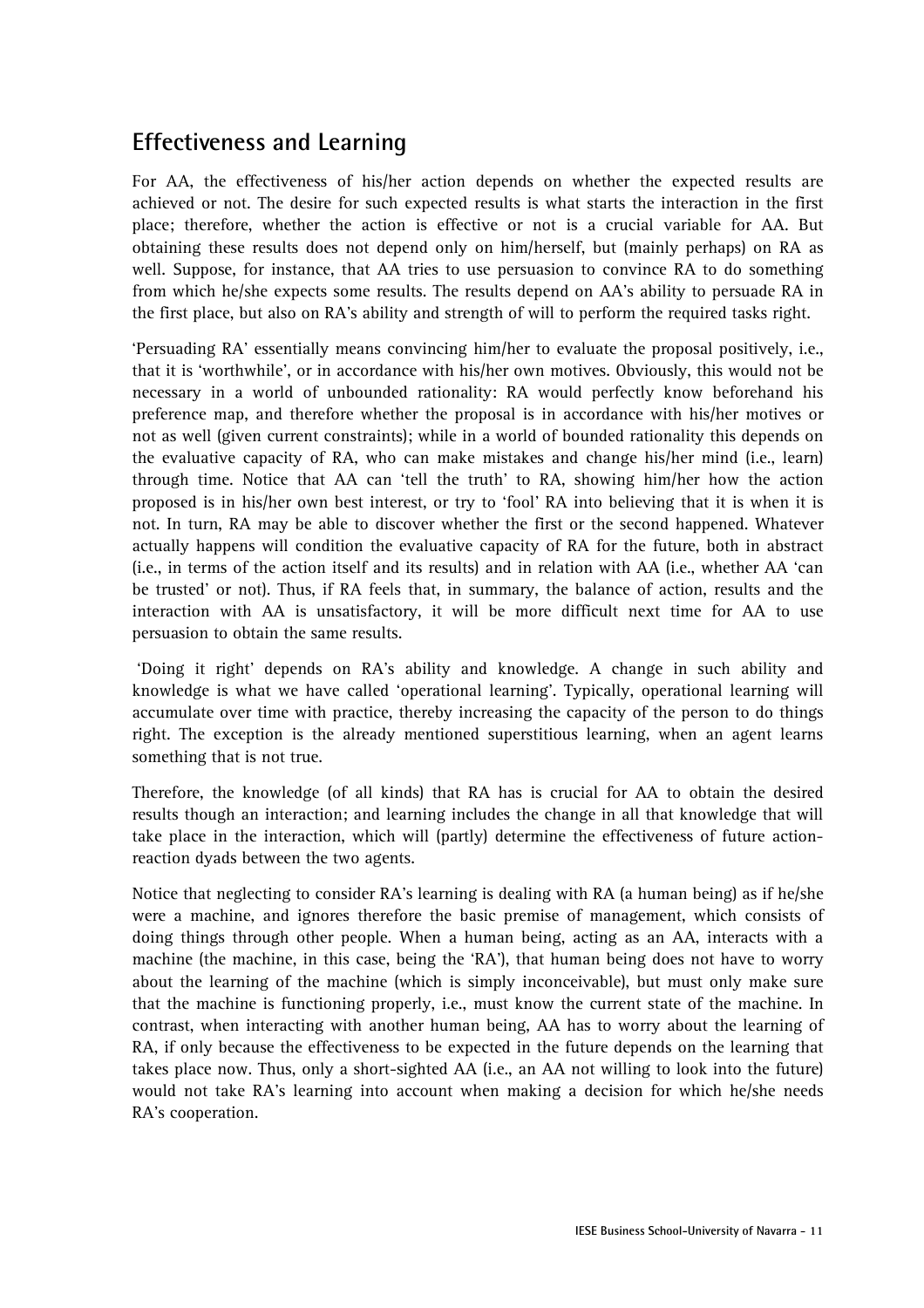## Effectiveness and Learning

For AA, the effectiveness of his/her action depends on whether the expected results are achieved or not. The desire for such expected results is what starts the interaction in the first place; therefore, whether the action is effective or not is a crucial variable for AA. But obtaining these results does not depend only on him/herself, but (mainly perhaps) on RA as well. Suppose, for instance, that AA tries to use persuasion to convince RA to do something from which he/she expects some results. The results depend on AA's ability to persuade RA in the first place, but also on RA's ability and strength of will to perform the required tasks right.

'Persuading RA' essentially means convincing him/her to evaluate the proposal positively, i.e., that it is 'worthwhile', or in accordance with his/her own motives. Obviously, this would not be necessary in a world of unbounded rationality: RA would perfectly know beforehand his preference map, and therefore whether the proposal is in accordance with his/her motives or not as well (given current constraints); while in a world of bounded rationality this depends on the evaluative capacity of RA, who can make mistakes and change his/her mind (i.e., learn) through time. Notice that AA can 'tell the truth' to RA, showing him/her how the action proposed is in his/her own best interest, or try to 'fool' RA into believing that it is when it is not. In turn, RA may be able to discover whether the first or the second happened. Whatever actually happens will condition the evaluative capacity of RA for the future, both in abstract (i.e., in terms of the action itself and its results) and in relation with AA (i.e., whether AA 'can be trusted' or not). Thus, if RA feels that, in summary, the balance of action, results and the interaction with AA is unsatisfactory, it will be more difficult next time for AA to use persuasion to obtain the same results.

'Doing it right' depends on RA's ability and knowledge. A change in such ability and knowledge is what we have called 'operational learning'. Typically, operational learning will accumulate over time with practice, thereby increasing the capacity of the person to do things right. The exception is the already mentioned superstitious learning, when an agent learns something that is not true.

Therefore, the knowledge (of all kinds) that RA has is crucial for AA to obtain the desired results though an interaction; and learning includes the change in all that knowledge that will take place in the interaction, which will (partly) determine the effectiveness of future action-reaction dyads between the two agents.

Notice that neglecting to consider RA's learning is dealing with RA (a human being) as if he/she were a machine, and ignores therefore the basic premise of management, which consists of doing things through other people. When a human being, acting as an AA, interacts with a machine (the machine, in this case, being the 'RA'), that human being does not have to worry about the learning of the machine (which is simply inconceivable), but must only make sure that the machine is functioning properly, i.e., must know the current state of the machine. In contrast, when interacting with another human being, AA has to worry about the learning of RA, if only because the effectiveness to be expected in the future depends on the learning that takes place now. Thus, only a short-sighted AA (i.e., an AA not willing to look into the future) would not take RA's learning into account when making a decision for which he/she needs RA's cooperation.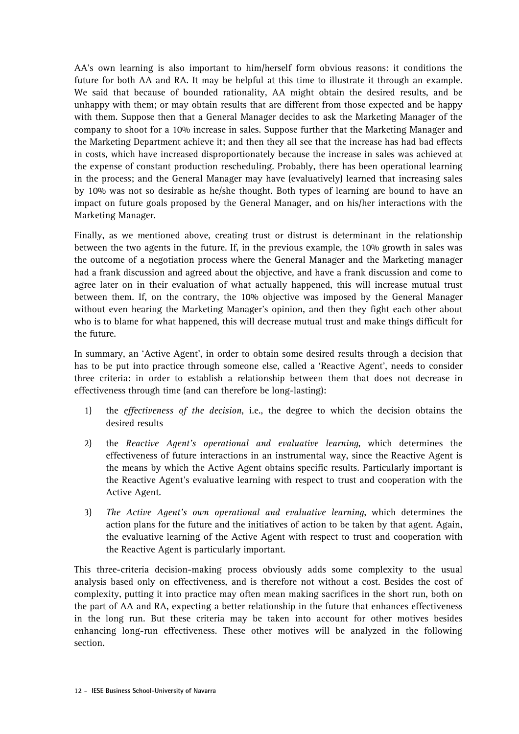AA's own learning is also important to him/herself form obvious reasons: it conditions the future for both AA and RA. It may be helpful at this time to illustrate it through an example. We said that because of bounded rationality, AA might obtain the desired results, and be unhappy with them; or may obtain results that are different from those expected and be happy with them. Suppose then that a General Manager decides to ask the Marketing Manager of the company to shoot for a 10% increase in sales. Suppose further that the Marketing Manager and the Marketing Department achieve it; and then they all see that the increase has had bad effects in costs, which have increased disproportionately because the increase in sales was achieved at the expense of constant production rescheduling. Probably, there has been operational learning in the process; and the General Manager may have (evaluatively) learned that increasing sales by 10% was not so desirable as he/she thought. Both types of learning are bound to have an impact on future goals proposed by the General Manager, and on his/her interactions with the Marketing Manager.

Finally, as we mentioned above, creating trust or distrust is determinant in the relationship between the two agents in the future. If, in the previous example, the 10% growth in sales was the outcome of a negotiation process where the General Manager and the Marketing manager had a frank discussion and agreed about the objective, and have a frank discussion and come to agree later on in their evaluation of what actually happened, this will increase mutual trust between them. If, on the contrary, the 10% objective was imposed by the General Manager without even hearing the Marketing Manager's opinion, and then they fight each other about who is to blame for what happened, this will decrease mutual trust and make things difficult for the future.

In summary, an 'Active Agent', in order to obtain some desired results through a decision that has to be put into practice through someone else, called a 'Reactive Agent', needs to consider three criteria: in order to establish a relationship between them that does not decrease in effectiveness through time (and can therefore be long-lasting):

1) the *effectiveness of the decision*, i.e., the degree to which the decision obtains the desired results

2) the *Reactive Agent's operational and evaluative learning*, which determines the effectiveness of future interactions in an instrumental way, since the Reactive Agent is the means by which the Active Agent obtains specific results. Particularly important is the Reactive Agent's evaluative learning with respect to trust and cooperation with the Active Agent.

3) *The Active Agent's own operational and evaluative learning*, which determines the action plans for the future and the initiatives of action to be taken by that agent. Again, the evaluative learning of the Active Agent with respect to trust and cooperation with the Reactive Agent is particularly important.

This three-criteria decision-making process obviously adds some complexity to the usual analysis based only on effectiveness, and is therefore not without a cost. Besides the cost of complexity, putting it into practice may often mean making sacrifices in the short run, both on the part of AA and RA, expecting a better relationship in the future that enhances effectiveness in the long run. But these criteria may be taken into account for other motives besides enhancing long-run effectiveness. These other motives will be analyzed in the following section.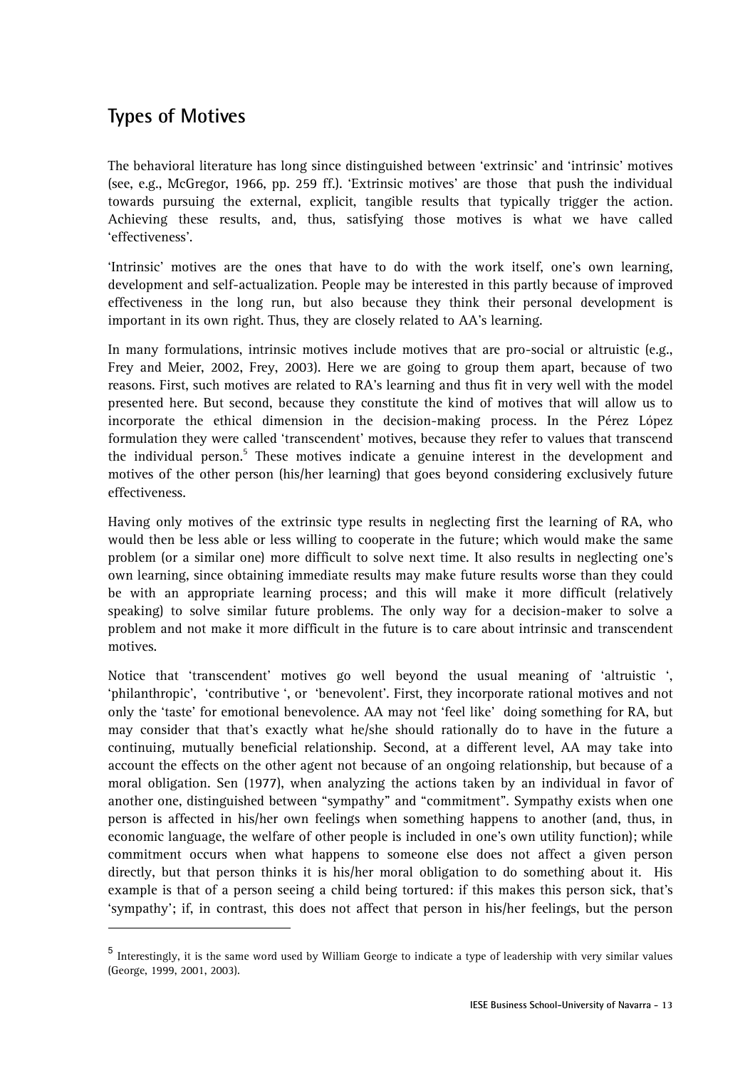## Types of Motives

The behavioral literature has long since distinguished between 'extrinsic' and 'intrinsic' motives (see, e.g., McGregor, 1966, pp. 259 ff.). 'Extrinsic motives' are those that push the individual towards pursuing the external, explicit, tangible results that typically trigger the action. Achieving these results, and, thus, satisfying those motives is what we have called 'effectiveness'.

'Intrinsic' motives are the ones that have to do with the work itself, one's own learning, development and self-actualization. People may be interested in this partly because of improved effectiveness in the long run, but also because they think their personal development is important in its own right. Thus, they are closely related to AA's learning.

In many formulations, intrinsic motives include motives that are pro-social or altruistic (e.g., Frey and Meier, 2002, Frey, 2003). Here we are going to group them apart, because of two reasons. First, such motives are related to RA's learning and thus fit in very well with the model presented here. But second, because they constitute the kind of motives that will allow us to incorporate the ethical dimension in the decision-making process. In the Pérez López formulation they were called 'transcendent' motives, because they refer to values that transcend the individual person.[5] These motives indicate a genuine interest in the development and motives of the other person (his/her learning) that goes beyond considering exclusively future effectiveness.

Having only motives of the extrinsic type results in neglecting first the learning of RA, who would then be less able or less willing to cooperate in the future; which would make the same problem (or a similar one) more difficult to solve next time. It also results in neglecting one's own learning, since obtaining immediate results may make future results worse than they could be with an appropriate learning process; and this will make it more difficult (relatively speaking) to solve similar future problems. The only way for a decision-maker to solve a problem and not make it more difficult in the future is to care about intrinsic and transcendent motives.

Notice that 'transcendent' motives go well beyond the usual meaning of 'altruistic ', 'philanthropic', 'contributive ', or 'benevolent'. First, they incorporate rational motives and not only the 'taste' for emotional benevolence. AA may not 'feel like' doing something for RA, but may consider that that's exactly what he/she should rationally do to have in the future a continuing, mutually beneficial relationship. Second, at a different level, AA may take into account the effects on the other agent not because of an ongoing relationship, but because of a moral obligation. Sen (1977), when analyzing the actions taken by an individual in favor of another one, distinguished between "sympathy" and "commitment". Sympathy exists when one person is affected in his/her own feelings when something happens to another (and, thus, in economic language, the welfare of other people is included in one's own utility function); while commitment occurs when what happens to someone else does not affect a given person directly, but that person thinks it is his/her moral obligation to do something about it. His example is that of a person seeing a child being tortured: if this makes this person sick, that's 'sympathy'; if, in contrast, this does not affect that person in his/her feelings, but the person

---

[5] Interestingly, it is the same word used by William George to indicate a type of leadership with very similar values (George, 1999, 2001, 2003).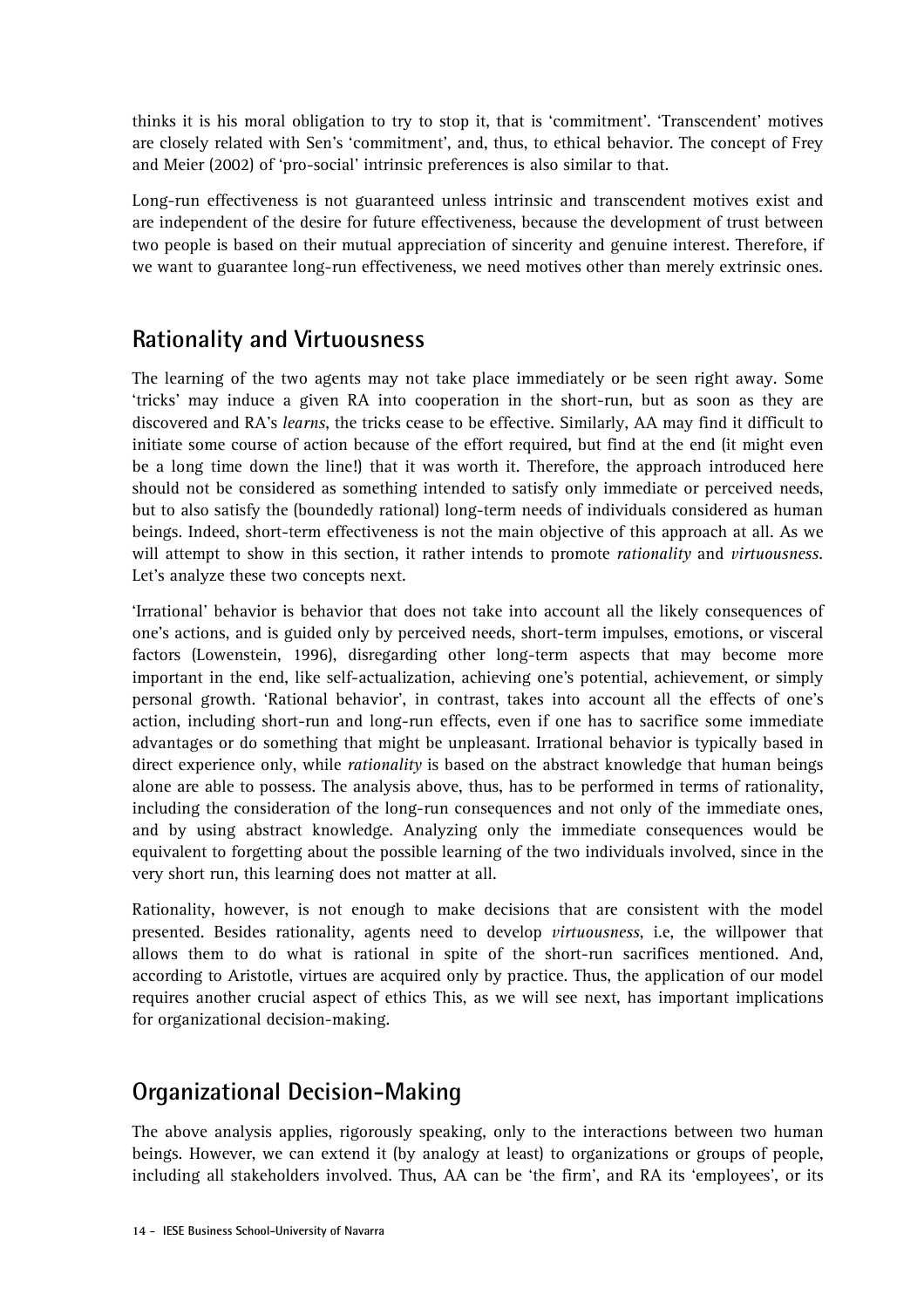thinks it is his moral obligation to try to stop it, that is 'commitment'. 'Transcendent' motives are closely related with Sen's 'commitment', and, thus, to ethical behavior. The concept of Frey and Meier (2002) of 'pro-social' intrinsic preferences is also similar to that.

Long-run effectiveness is not guaranteed unless intrinsic and transcendent motives exist and are independent of the desire for future effectiveness, because the development of trust between two people is based on their mutual appreciation of sincerity and genuine interest. Therefore, if we want to guarantee long-run effectiveness, we need motives other than merely extrinsic ones.

## Rationality and Virtuousness

The learning of the two agents may not take place immediately or be seen right away. Some 'tricks' may induce a given RA into cooperation in the short-run, but as soon as they are discovered and RA's *learns*, the tricks cease to be effective. Similarly, AA may find it difficult to initiate some course of action because of the effort required, but find at the end (it might even be a long time down the line!) that it was worth it. Therefore, the approach introduced here should not be considered as something intended to satisfy only immediate or perceived needs, but to also satisfy the (boundedly rational) long-term needs of individuals considered as human beings. Indeed, short-term effectiveness is not the main objective of this approach at all. As we will attempt to show in this section, it rather intends to promote *rationality* and *virtuousness*. Let's analyze these two concepts next.

'Irrational' behavior is behavior that does not take into account all the likely consequences of one's actions, and is guided only by perceived needs, short-term impulses, emotions, or visceral factors (Lowenstein, 1996), disregarding other long-term aspects that may become more important in the end, like self-actualization, achieving one's potential, achievement, or simply personal growth. 'Rational behavior', in contrast, takes into account all the effects of one's action, including short-run and long-run effects, even if one has to sacrifice some immediate advantages or do something that might be unpleasant. Irrational behavior is typically based in direct experience only, while *rationality* is based on the abstract knowledge that human beings alone are able to possess. The analysis above, thus, has to be performed in terms of rationality, including the consideration of the long-run consequences and not only of the immediate ones, and by using abstract knowledge. Analyzing only the immediate consequences would be equivalent to forgetting about the possible learning of the two individuals involved, since in the very short run, this learning does not matter at all.

Rationality, however, is not enough to make decisions that are consistent with the model presented. Besides rationality, agents need to develop *virtuousness*, i.e, the willpower that allows them to do what is rational in spite of the short-run sacrifices mentioned. And, according to Aristotle, virtues are acquired only by practice. Thus, the application of our model requires another crucial aspect of ethics This, as we will see next, has important implications for organizational decision-making.

## Organizational Decision-Making

The above analysis applies, rigorously speaking, only to the interactions between two human beings. However, we can extend it (by analogy at least) to organizations or groups of people, including all stakeholders involved. Thus, AA can be 'the firm', and RA its 'employees', or its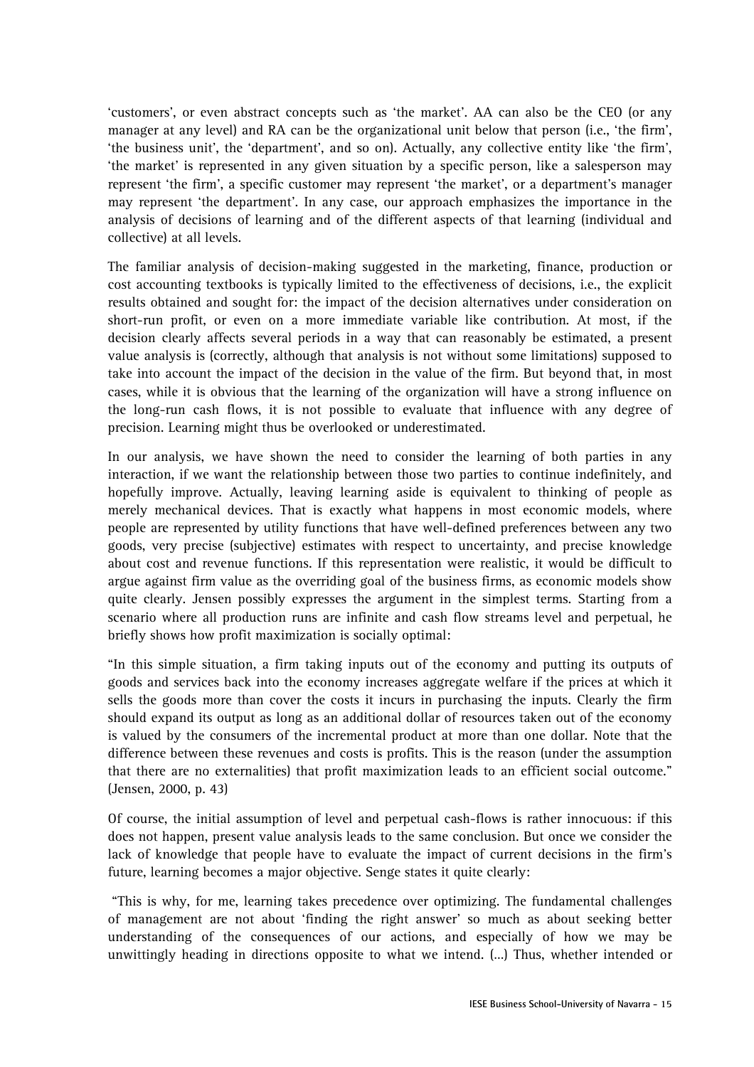'customers', or even abstract concepts such as 'the market'. AA can also be the CEO (or any manager at any level) and RA can be the organizational unit below that person (i.e., 'the firm', 'the business unit', the 'department', and so on). Actually, any collective entity like 'the firm', 'the market' is represented in any given situation by a specific person, like a salesperson may represent 'the firm', a specific customer may represent 'the market', or a department's manager may represent 'the department'. In any case, our approach emphasizes the importance in the analysis of decisions of learning and of the different aspects of that learning (individual and collective) at all levels.

The familiar analysis of decision-making suggested in the marketing, finance, production or cost accounting textbooks is typically limited to the effectiveness of decisions, i.e., the explicit results obtained and sought for: the impact of the decision alternatives under consideration on short-run profit, or even on a more immediate variable like contribution. At most, if the decision clearly affects several periods in a way that can reasonably be estimated, a present value analysis is (correctly, although that analysis is not without some limitations) supposed to take into account the impact of the decision in the value of the firm. But beyond that, in most cases, while it is obvious that the learning of the organization will have a strong influence on the long-run cash flows, it is not possible to evaluate that influence with any degree of precision. Learning might thus be overlooked or underestimated.

In our analysis, we have shown the need to consider the learning of both parties in any interaction, if we want the relationship between those two parties to continue indefinitely, and hopefully improve. Actually, leaving learning aside is equivalent to thinking of people as merely mechanical devices. That is exactly what happens in most economic models, where people are represented by utility functions that have well-defined preferences between any two goods, very precise (subjective) estimates with respect to uncertainty, and precise knowledge about cost and revenue functions. If this representation were realistic, it would be difficult to argue against firm value as the overriding goal of the business firms, as economic models show quite clearly. Jensen possibly expresses the argument in the simplest terms. Starting from a scenario where all production runs are infinite and cash flow streams level and perpetual, he briefly shows how profit maximization is socially optimal:

"In this simple situation, a firm taking inputs out of the economy and putting its outputs of goods and services back into the economy increases aggregate welfare if the prices at which it sells the goods more than cover the costs it incurs in purchasing the inputs. Clearly the firm should expand its output as long as an additional dollar of resources taken out of the economy is valued by the consumers of the incremental product at more than one dollar. Note that the difference between these revenues and costs is profits. This is the reason (under the assumption that there are no externalities) that profit maximization leads to an efficient social outcome." (Jensen, 2000, p. 43)

Of course, the initial assumption of level and perpetual cash-flows is rather innocuous: if this does not happen, present value analysis leads to the same conclusion. But once we consider the lack of knowledge that people have to evaluate the impact of current decisions in the firm's future, learning becomes a major objective. Senge states it quite clearly:

"This is why, for me, learning takes precedence over optimizing. The fundamental challenges of management are not about 'finding the right answer' so much as about seeking better understanding of the consequences of our actions, and especially of how we may be unwittingly heading in directions opposite to what we intend. (...) Thus, whether intended or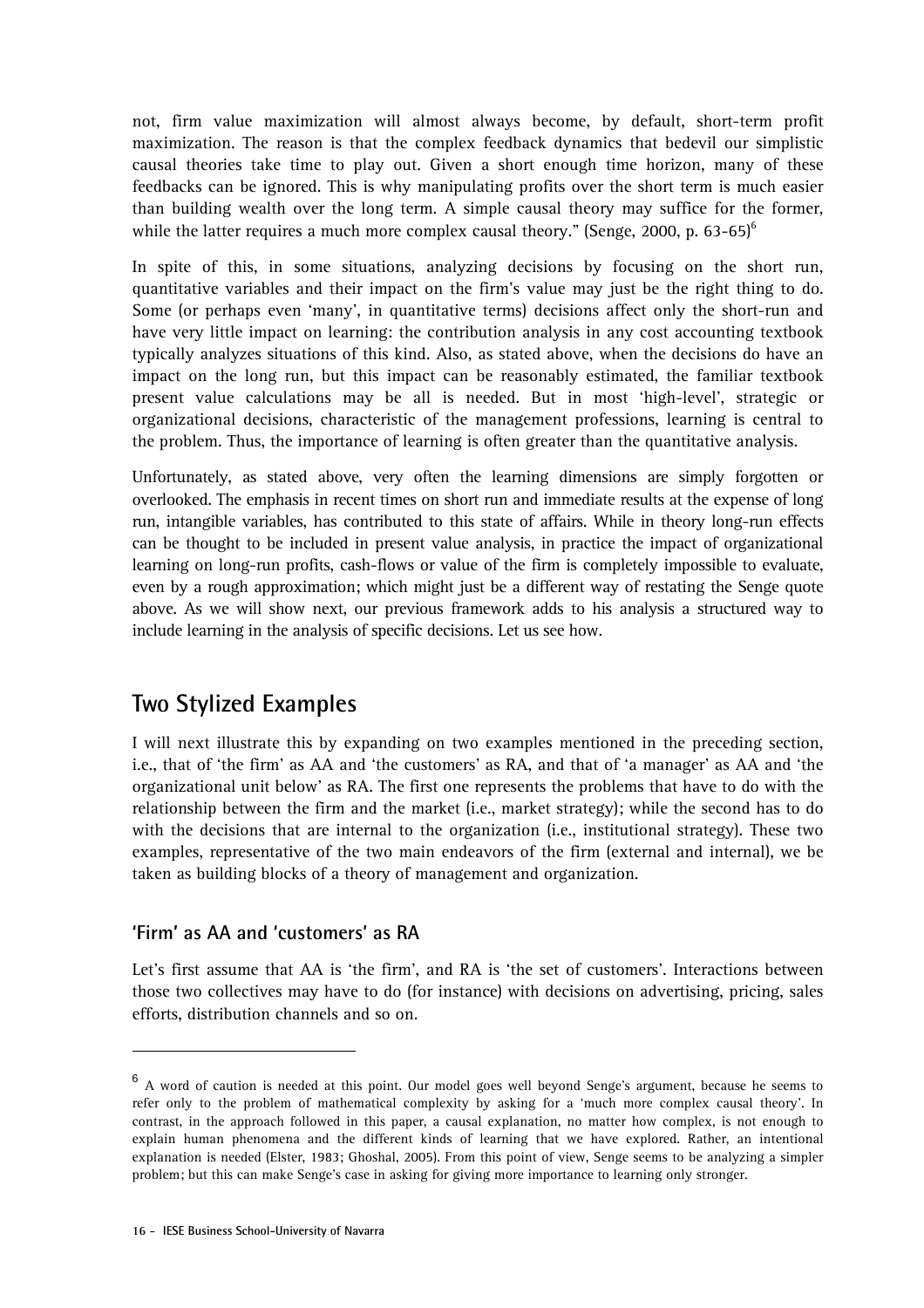not, firm value maximization will almost always become, by default, short-term profit maximization. The reason is that the complex feedback dynamics that bedevil our simplistic causal theories take time to play out. Given a short enough time horizon, many of these feedbacks can be ignored. This is why manipulating profits over the short term is much easier than building wealth over the long term. A simple causal theory may suffice for the former, while the latter requires a much more complex causal theory." (Senge, 2000, p. 63-65)[6]

In spite of this, in some situations, analyzing decisions by focusing on the short run, quantitative variables and their impact on the firm's value may just be the right thing to do. Some (or perhaps even 'many', in quantitative terms) decisions affect only the short-run and have very little impact on learning: the contribution analysis in any cost accounting textbook typically analyzes situations of this kind. Also, as stated above, when the decisions do have an impact on the long run, but this impact can be reasonably estimated, the familiar textbook present value calculations may be all is needed. But in most 'high-level', strategic or organizational decisions, characteristic of the management professions, learning is central to the problem. Thus, the importance of learning is often greater than the quantitative analysis.

Unfortunately, as stated above, very often the learning dimensions are simply forgotten or overlooked. The emphasis in recent times on short run and immediate results at the expense of long run, intangible variables, has contributed to this state of affairs. While in theory long-run effects can be thought to be included in present value analysis, in practice the impact of organizational learning on long-run profits, cash-flows or value of the firm is completely impossible to evaluate, even by a rough approximation; which might just be a different way of restating the Senge quote above. As we will show next, our previous framework adds to his analysis a structured way to include learning in the analysis of specific decisions. Let us see how.

## Two Stylized Examples

I will next illustrate this by expanding on two examples mentioned in the preceding section, i.e., that of 'the firm' as AA and 'the customers' as RA, and that of 'a manager' as AA and 'the organizational unit below' as RA. The first one represents the problems that have to do with the relationship between the firm and the market (i.e., market strategy); while the second has to do with the decisions that are internal to the organization (i.e., institutional strategy). These two examples, representative of the two main endeavors of the firm (external and internal), we be taken as building blocks of a theory of management and organization.

### 'Firm' as AA and 'customers' as RA

Let's first assume that AA is 'the firm', and RA is 'the set of customers'. Interactions between those two collectives may have to do (for instance) with decisions on advertising, pricing, sales efforts, distribution channels and so on.

---

[6] A word of caution is needed at this point. Our model goes well beyond Senge's argument, because he seems to refer only to the problem of mathematical complexity by asking for a 'much more complex causal theory'. In contrast, in the approach followed in this paper, a causal explanation, no matter how complex, is not enough to explain human phenomena and the different kinds of learning that we have explored. Rather, an intentional explanation is needed (Elster, 1983; Ghoshal, 2005). From this point of view, Senge seems to be analyzing a simpler problem; but this can make Senge's case in asking for giving more importance to learning only stronger.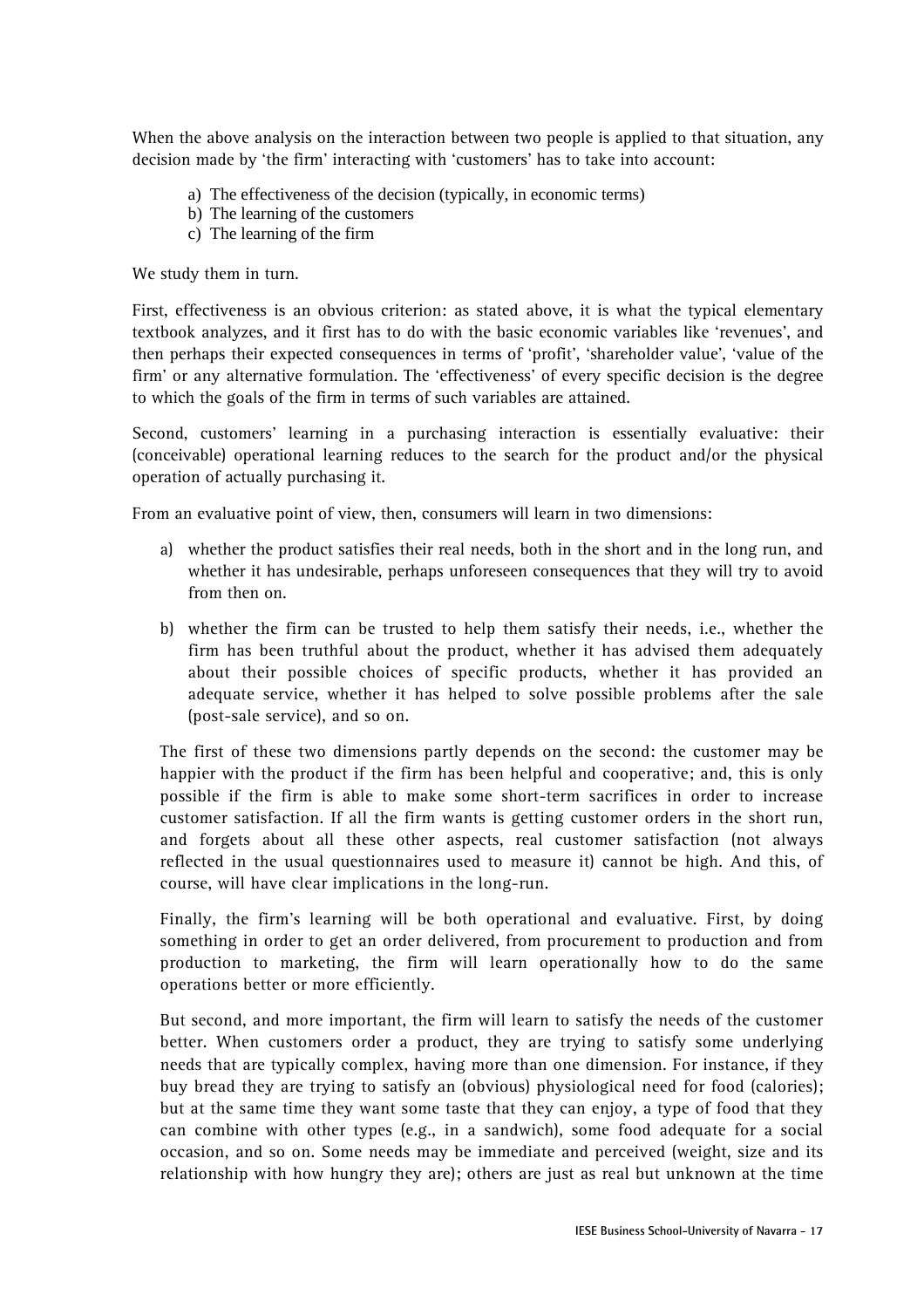When the above analysis on the interaction between two people is applied to that situation, any decision made by 'the firm' interacting with 'customers' has to take into account:

a) The effectiveness of the decision (typically, in economic terms)
b) The learning of the customers
c) The learning of the firm

We study them in turn.

First, effectiveness is an obvious criterion: as stated above, it is what the typical elementary textbook analyzes, and it first has to do with the basic economic variables like 'revenues', and then perhaps their expected consequences in terms of 'profit', 'shareholder value', 'value of the firm' or any alternative formulation. The 'effectiveness' of every specific decision is the degree to which the goals of the firm in terms of such variables are attained.

Second, customers' learning in a purchasing interaction is essentially evaluative: their (conceivable) operational learning reduces to the search for the product and/or the physical operation of actually purchasing it.

From an evaluative point of view, then, consumers will learn in two dimensions:

a) whether the product satisfies their real needs, both in the short and in the long run, and whether it has undesirable, perhaps unforeseen consequences that they will try to avoid from then on.

b) whether the firm can be trusted to help them satisfy their needs, i.e., whether the firm has been truthful about the product, whether it has advised them adequately about their possible choices of specific products, whether it has provided an adequate service, whether it has helped to solve possible problems after the sale (post-sale service), and so on.

The first of these two dimensions partly depends on the second: the customer may be happier with the product if the firm has been helpful and cooperative; and, this is only possible if the firm is able to make some short-term sacrifices in order to increase customer satisfaction. If all the firm wants is getting customer orders in the short run, and forgets about all these other aspects, real customer satisfaction (not always reflected in the usual questionnaires used to measure it) cannot be high. And this, of course, will have clear implications in the long-run.

Finally, the firm's learning will be both operational and evaluative. First, by doing something in order to get an order delivered, from procurement to production and from production to marketing, the firm will learn operationally how to do the same operations better or more efficiently.

But second, and more important, the firm will learn to satisfy the needs of the customer better. When customers order a product, they are trying to satisfy some underlying needs that are typically complex, having more than one dimension. For instance, if they buy bread they are trying to satisfy an (obvious) physiological need for food (calories); but at the same time they want some taste that they can enjoy, a type of food that they can combine with other types (e.g., in a sandwich), some food adequate for a social occasion, and so on. Some needs may be immediate and perceived (weight, size and its relationship with how hungry they are); others are just as real but unknown at the time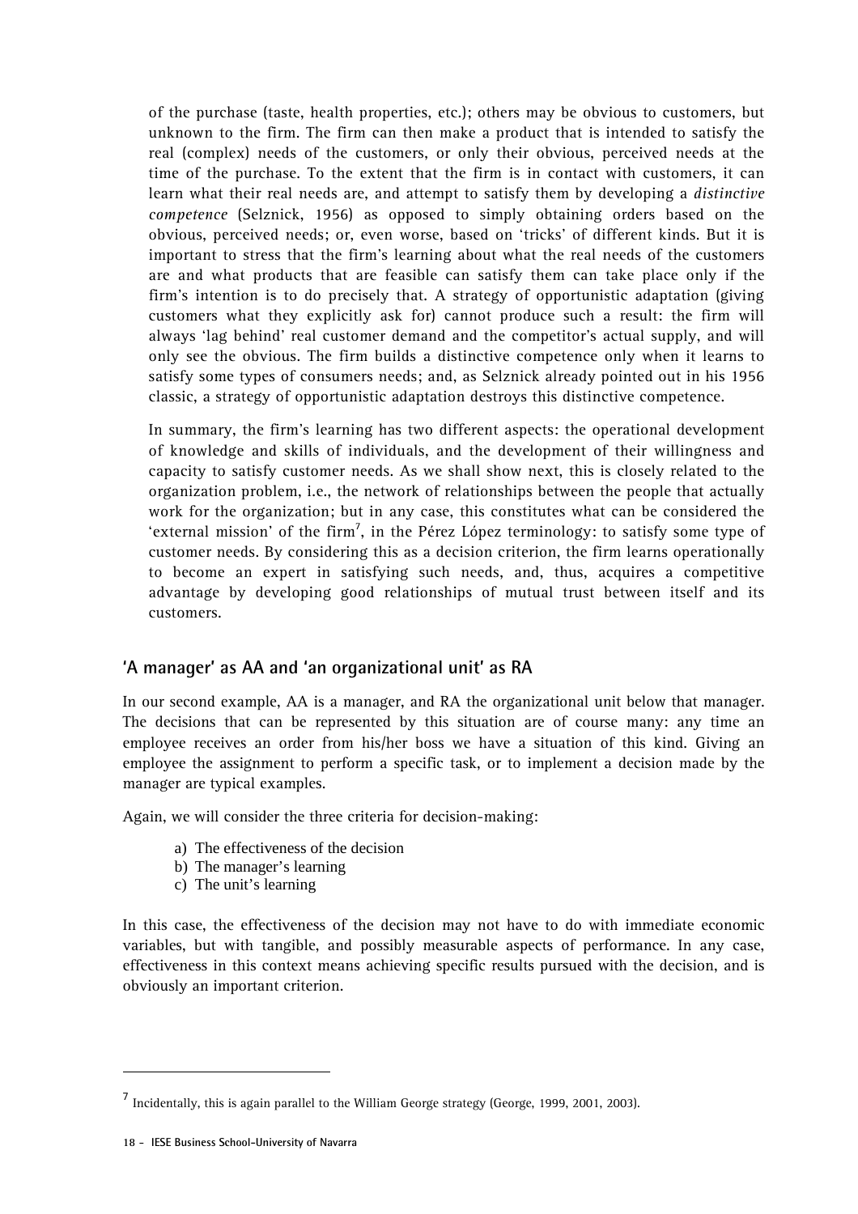of the purchase (taste, health properties, etc.); others may be obvious to customers, but unknown to the firm. The firm can then make a product that is intended to satisfy the real (complex) needs of the customers, or only their obvious, perceived needs at the time of the purchase. To the extent that the firm is in contact with customers, it can learn what their real needs are, and attempt to satisfy them by developing a *distinctive competence* (Selznick, 1956) as opposed to simply obtaining orders based on the obvious, perceived needs; or, even worse, based on 'tricks' of different kinds. But it is important to stress that the firm's learning about what the real needs of the customers are and what products that are feasible can satisfy them can take place only if the firm's intention is to do precisely that. A strategy of opportunistic adaptation (giving customers what they explicitly ask for) cannot produce such a result: the firm will always 'lag behind' real customer demand and the competitor's actual supply, and will only see the obvious. The firm builds a distinctive competence only when it learns to satisfy some types of consumers needs; and, as Selznick already pointed out in his 1956 classic, a strategy of opportunistic adaptation destroys this distinctive competence.

In summary, the firm's learning has two different aspects: the operational development of knowledge and skills of individuals, and the development of their willingness and capacity to satisfy customer needs. As we shall show next, this is closely related to the organization problem, i.e., the network of relationships between the people that actually work for the organization; but in any case, this constitutes what can be considered the 'external mission' of the firm[7], in the Pérez López terminology: to satisfy some type of customer needs. By considering this as a decision criterion, the firm learns operationally to become an expert in satisfying such needs, and, thus, acquires a competitive advantage by developing good relationships of mutual trust between itself and its customers.

## 'A manager' as AA and 'an organizational unit' as RA

In our second example, AA is a manager, and RA the organizational unit below that manager. The decisions that can be represented by this situation are of course many: any time an employee receives an order from his/her boss we have a situation of this kind. Giving an employee the assignment to perform a specific task, or to implement a decision made by the manager are typical examples.

Again, we will consider the three criteria for decision-making:

a) The effectiveness of the decision
b) The manager's learning
c) The unit's learning

In this case, the effectiveness of the decision may not have to do with immediate economic variables, but with tangible, and possibly measurable aspects of performance. In any case, effectiveness in this context means achieving specific results pursued with the decision, and is obviously an important criterion.

---

[7] Incidentally, this is again parallel to the William George strategy (George, 1999, 2001, 2003).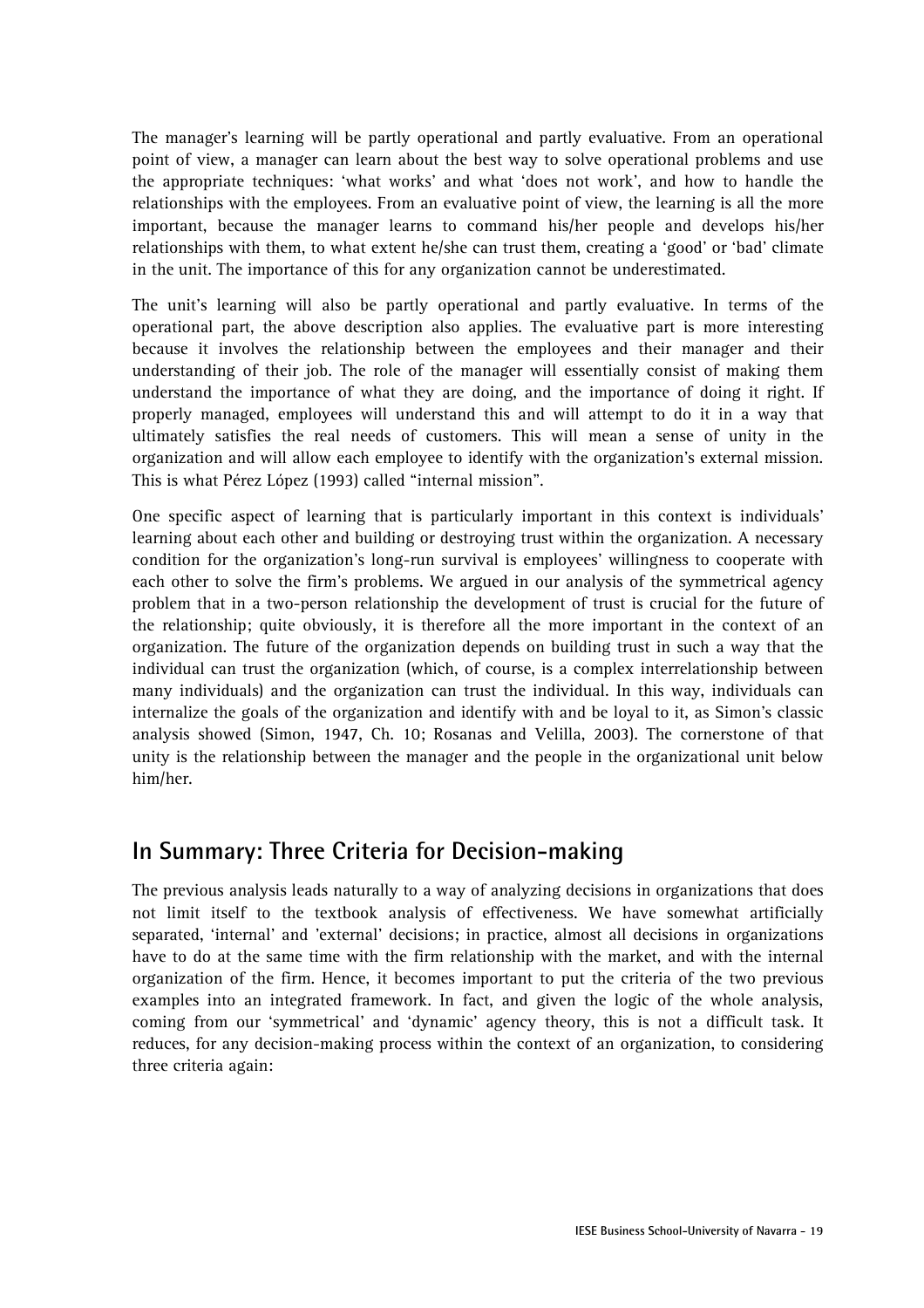The manager's learning will be partly operational and partly evaluative. From an operational point of view, a manager can learn about the best way to solve operational problems and use the appropriate techniques: 'what works' and what 'does not work', and how to handle the relationships with the employees. From an evaluative point of view, the learning is all the more important, because the manager learns to command his/her people and develops his/her relationships with them, to what extent he/she can trust them, creating a 'good' or 'bad' climate in the unit. The importance of this for any organization cannot be underestimated.

The unit's learning will also be partly operational and partly evaluative. In terms of the operational part, the above description also applies. The evaluative part is more interesting because it involves the relationship between the employees and their manager and their understanding of their job. The role of the manager will essentially consist of making them understand the importance of what they are doing, and the importance of doing it right. If properly managed, employees will understand this and will attempt to do it in a way that ultimately satisfies the real needs of customers. This will mean a sense of unity in the organization and will allow each employee to identify with the organization's external mission. This is what Pérez López (1993) called "internal mission".

One specific aspect of learning that is particularly important in this context is individuals' learning about each other and building or destroying trust within the organization. A necessary condition for the organization's long-run survival is employees' willingness to cooperate with each other to solve the firm's problems. We argued in our analysis of the symmetrical agency problem that in a two-person relationship the development of trust is crucial for the future of the relationship; quite obviously, it is therefore all the more important in the context of an organization. The future of the organization depends on building trust in such a way that the individual can trust the organization (which, of course, is a complex interrelationship between many individuals) and the organization can trust the individual. In this way, individuals can internalize the goals of the organization and identify with and be loyal to it, as Simon's classic analysis showed (Simon, 1947, Ch. 10; Rosanas and Velilla, 2003). The cornerstone of that unity is the relationship between the manager and the people in the organizational unit below him/her.

## In Summary: Three Criteria for Decision-making

The previous analysis leads naturally to a way of analyzing decisions in organizations that does not limit itself to the textbook analysis of effectiveness. We have somewhat artificially separated, 'internal' and 'external' decisions; in practice, almost all decisions in organizations have to do at the same time with the firm relationship with the market, and with the internal organization of the firm. Hence, it becomes important to put the criteria of the two previous examples into an integrated framework. In fact, and given the logic of the whole analysis, coming from our 'symmetrical' and 'dynamic' agency theory, this is not a difficult task. It reduces, for any decision-making process within the context of an organization, to considering three criteria again: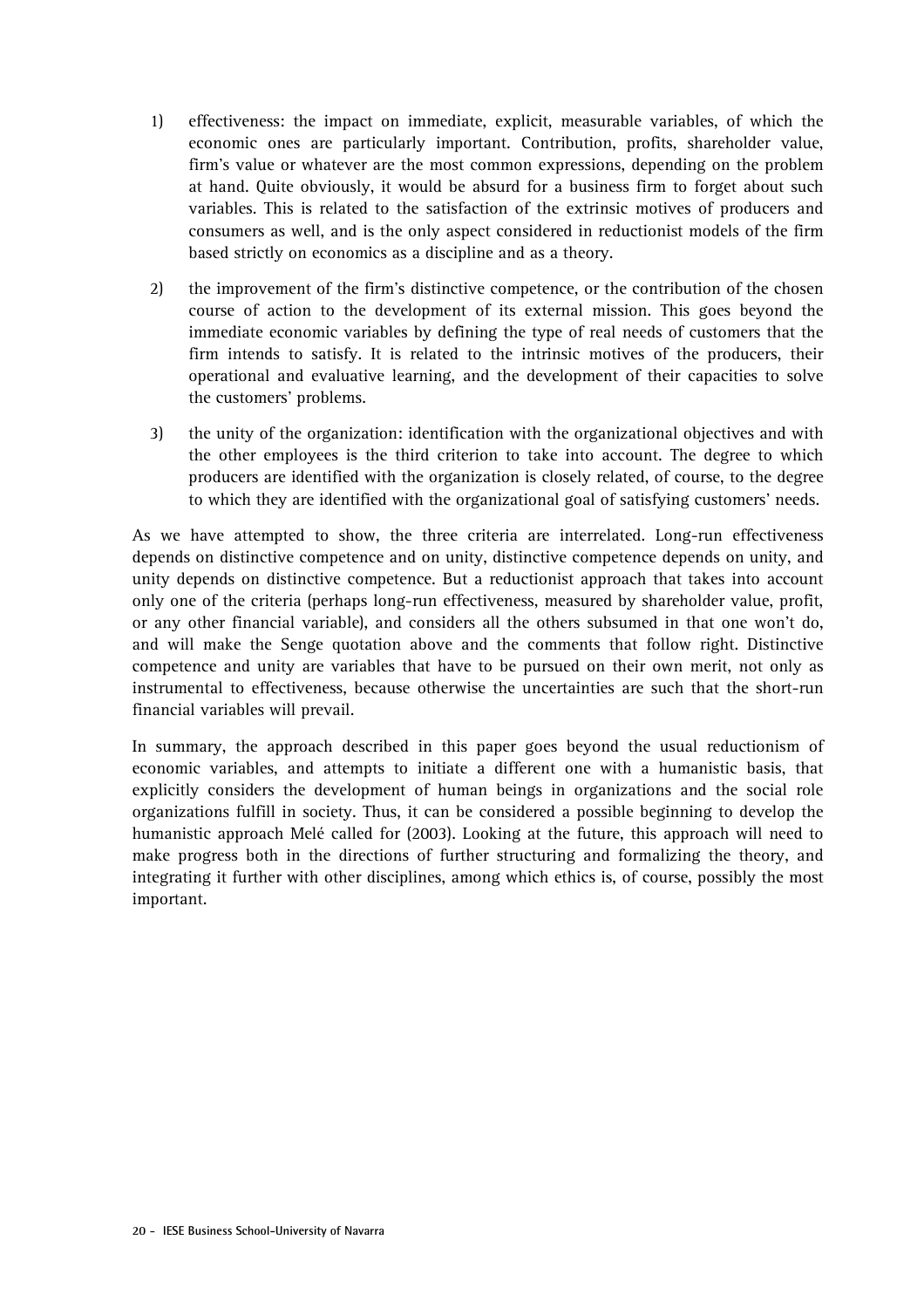1) effectiveness: the impact on immediate, explicit, measurable variables, of which the economic ones are particularly important. Contribution, profits, shareholder value, firm's value or whatever are the most common expressions, depending on the problem at hand. Quite obviously, it would be absurd for a business firm to forget about such variables. This is related to the satisfaction of the extrinsic motives of producers and consumers as well, and is the only aspect considered in reductionist models of the firm based strictly on economics as a discipline and as a theory.

2) the improvement of the firm's distinctive competence, or the contribution of the chosen course of action to the development of its external mission. This goes beyond the immediate economic variables by defining the type of real needs of customers that the firm intends to satisfy. It is related to the intrinsic motives of the producers, their operational and evaluative learning, and the development of their capacities to solve the customers' problems.

3) the unity of the organization: identification with the organizational objectives and with the other employees is the third criterion to take into account. The degree to which producers are identified with the organization is closely related, of course, to the degree to which they are identified with the organizational goal of satisfying customers' needs.

As we have attempted to show, the three criteria are interrelated. Long-run effectiveness depends on distinctive competence and on unity, distinctive competence depends on unity, and unity depends on distinctive competence. But a reductionist approach that takes into account only one of the criteria (perhaps long-run effectiveness, measured by shareholder value, profit, or any other financial variable), and considers all the others subsumed in that one won't do, and will make the Senge quotation above and the comments that follow right. Distinctive competence and unity are variables that have to be pursued on their own merit, not only as instrumental to effectiveness, because otherwise the uncertainties are such that the short-run financial variables will prevail.

In summary, the approach described in this paper goes beyond the usual reductionism of economic variables, and attempts to initiate a different one with a humanistic basis, that explicitly considers the development of human beings in organizations and the social role organizations fulfill in society. Thus, it can be considered a possible beginning to develop the humanistic approach Melé called for (2003). Looking at the future, this approach will need to make progress both in the directions of further structuring and formalizing the theory, and integrating it further with other disciplines, among which ethics is, of course, possibly the most important.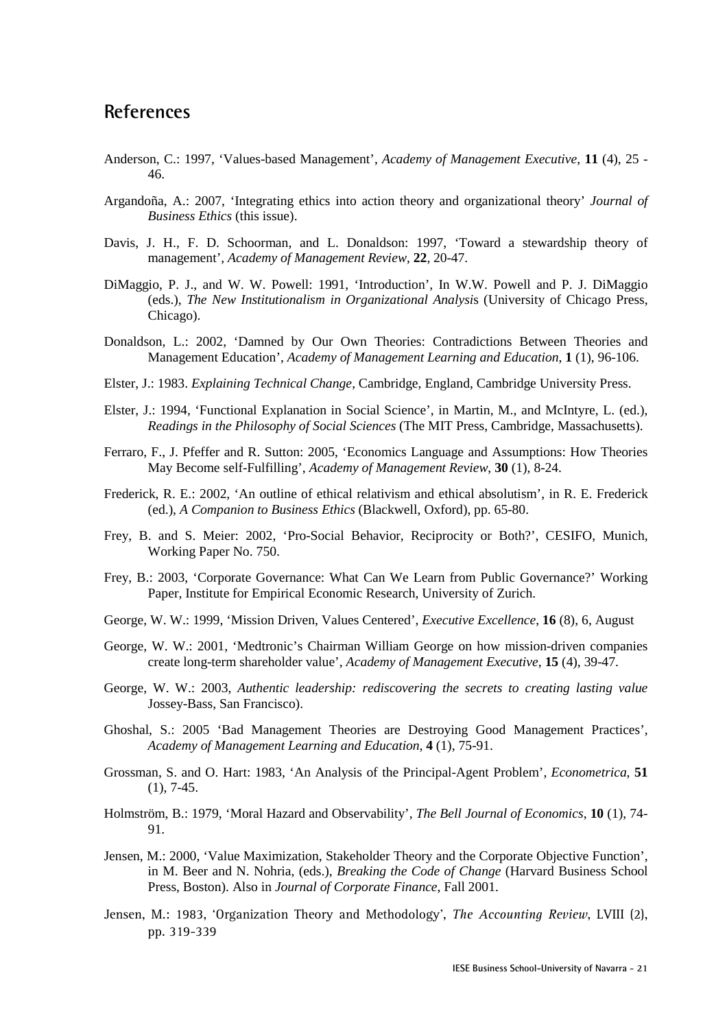## References

Anderson, C.: 1997, 'Values-based Management', *Academy of Management Executive*, **11** (4), 25 - 46.

Argandoña, A.: 2007, 'Integrating ethics into action theory and organizational theory' *Journal of Business Ethics* (this issue).

Davis, J. H., F. D. Schoorman, and L. Donaldson: 1997, 'Toward a stewardship theory of management', *Academy of Management Review*, **22**, 20-47.

DiMaggio, P. J., and W. W. Powell: 1991, 'Introduction', In W.W. Powell and P. J. DiMaggio (eds.), *The New Institutionalism in Organizational Analysis* (University of Chicago Press, Chicago).

Donaldson, L.: 2002, 'Damned by Our Own Theories: Contradictions Between Theories and Management Education', *Academy of Management Learning and Education*, **1** (1), 96-106.

Elster, J.: 1983. *Explaining Technical Change*, Cambridge, England, Cambridge University Press.

Elster, J.: 1994, 'Functional Explanation in Social Science', in Martin, M., and McIntyre, L. (ed.), *Readings in the Philosophy of Social Sciences* (The MIT Press, Cambridge, Massachusetts).

Ferraro, F., J. Pfeffer and R. Sutton: 2005, 'Economics Language and Assumptions: How Theories May Become self-Fulfilling', *Academy of Management Review*, **30** (1), 8-24.

Frederick, R. E.: 2002, 'An outline of ethical relativism and ethical absolutism', in R. E. Frederick (ed.), *A Companion to Business Ethics* (Blackwell, Oxford), pp. 65-80.

Frey, B. and S. Meier: 2002, 'Pro-Social Behavior, Reciprocity or Both?', CESIFO, Munich, Working Paper No. 750.

Frey, B.: 2003, 'Corporate Governance: What Can We Learn from Public Governance?' Working Paper, Institute for Empirical Economic Research, University of Zurich.

George, W. W.: 1999, 'Mission Driven, Values Centered', *Executive Excellence*, **16** (8), 6, August

George, W. W.: 2001, 'Medtronic's Chairman William George on how mission-driven companies create long-term shareholder value', *Academy of Management Executive*, **15** (4), 39-47.

George, W. W.: 2003, *Authentic leadership: rediscovering the secrets to creating lasting value* Jossey-Bass, San Francisco).

Ghoshal, S.: 2005 'Bad Management Theories are Destroying Good Management Practices', *Academy of Management Learning and Education*, **4** (1), 75-91.

Grossman, S. and O. Hart: 1983, 'An Analysis of the Principal-Agent Problem', *Econometrica*, **51** (1), 7-45.

Holmström, B.: 1979, 'Moral Hazard and Observability', *The Bell Journal of Economics*, **10** (1), 74-91.

Jensen, M.: 2000, 'Value Maximization, Stakeholder Theory and the Corporate Objective Function', in M. Beer and N. Nohria, (eds.), *Breaking the Code of Change* (Harvard Business School Press, Boston). Also in *Journal of Corporate Finance*, Fall 2001.

Jensen, M.: 1983, 'Organization Theory and Methodology', *The Accounting Review*, LVIII (2), pp. 319-339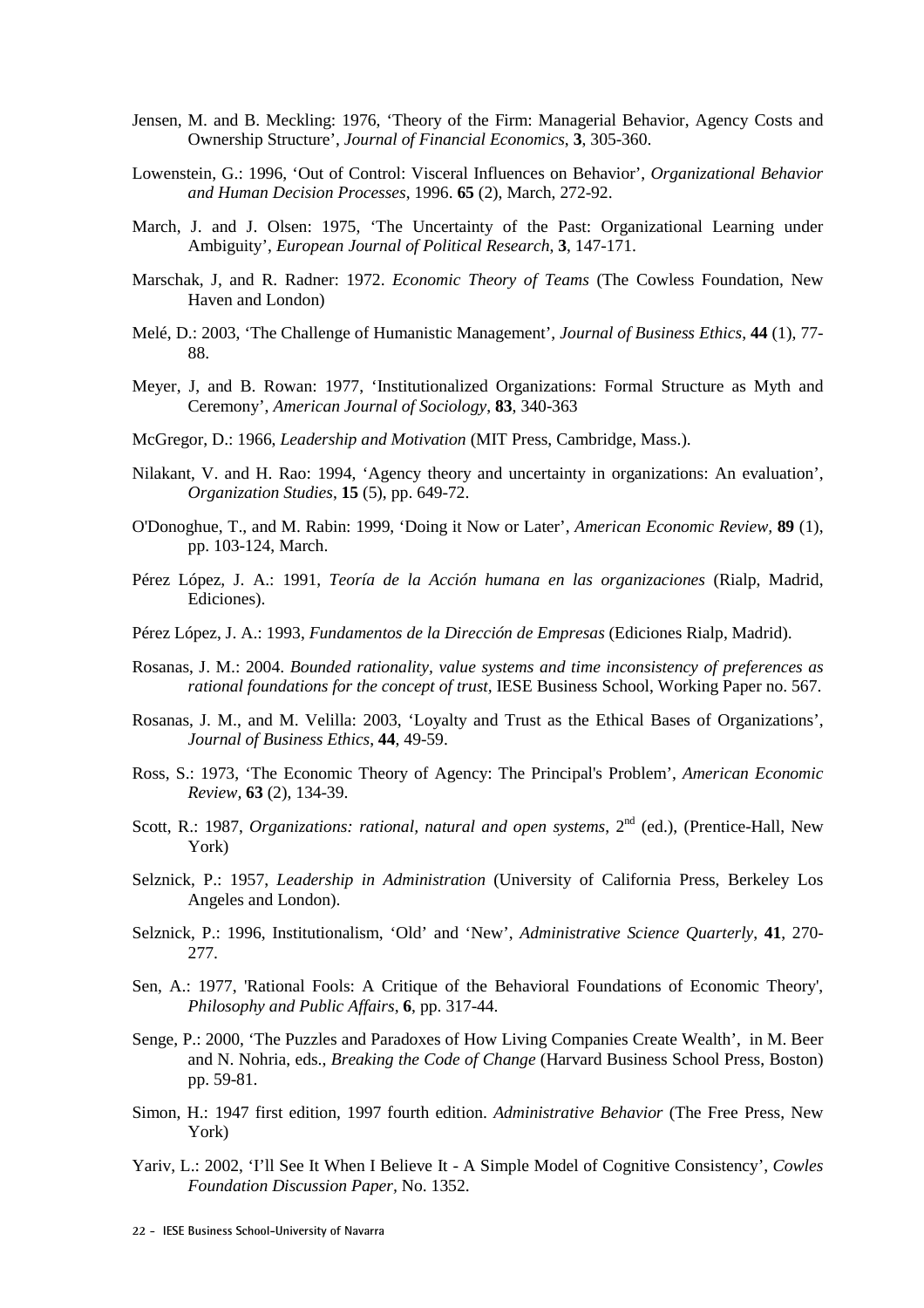Jensen, M. and B. Meckling: 1976, 'Theory of the Firm: Managerial Behavior, Agency Costs and Ownership Structure', *Journal of Financial Economics*, **3**, 305-360.

Lowenstein, G.: 1996, 'Out of Control: Visceral Influences on Behavior', *Organizational Behavior and Human Decision Processes*, 1996. **65** (2), March, 272-92.

March, J. and J. Olsen: 1975, 'The Uncertainty of the Past: Organizational Learning under Ambiguity', *European Journal of Political Research*, **3**, 147-171.

Marschak, J, and R. Radner: 1972. *Economic Theory of Teams* (The Cowless Foundation, New Haven and London)

Melé, D.: 2003, 'The Challenge of Humanistic Management', *Journal of Business Ethics*, **44** (1), 77-88.

Meyer, J, and B. Rowan: 1977, 'Institutionalized Organizations: Formal Structure as Myth and Ceremony', *American Journal of Sociology*, **83**, 340-363

McGregor, D.: 1966, *Leadership and Motivation* (MIT Press, Cambridge, Mass.).

Nilakant, V. and H. Rao: 1994, 'Agency theory and uncertainty in organizations: An evaluation', *Organization Studies*, **15** (5), pp. 649-72.

O'Donoghue, T., and M. Rabin: 1999, 'Doing it Now or Later', *American Economic Review*, **89** (1), pp. 103-124, March.

Pérez López, J. A.: 1991, *Teoría de la Acción humana en las organizaciones* (Rialp, Madrid, Ediciones).

Pérez López, J. A.: 1993, *Fundamentos de la Dirección de Empresas* (Ediciones Rialp, Madrid).

Rosanas, J. M.: 2004. *Bounded rationality, value systems and time inconsistency of preferences as rational foundations for the concept of trust*, IESE Business School, Working Paper no. 567.

Rosanas, J. M., and M. Velilla: 2003, 'Loyalty and Trust as the Ethical Bases of Organizations', *Journal of Business Ethics*, **44**, 49-59.

Ross, S.: 1973, 'The Economic Theory of Agency: The Principal's Problem', *American Economic Review*, **63** (2), 134-39.

Scott, R.: 1987, *Organizations: rational, natural and open systems*, 2nd (ed.), (Prentice-Hall, New York)

Selznick, P.: 1957, *Leadership in Administration* (University of California Press, Berkeley Los Angeles and London).

Selznick, P.: 1996, Institutionalism, 'Old' and 'New', *Administrative Science Quarterly*, **41**, 270-277.

Sen, A.: 1977, 'Rational Fools: A Critique of the Behavioral Foundations of Economic Theory', *Philosophy and Public Affairs*, **6**, pp. 317-44.

Senge, P.: 2000, 'The Puzzles and Paradoxes of How Living Companies Create Wealth', in M. Beer and N. Nohria, eds., *Breaking the Code of Change* (Harvard Business School Press, Boston) pp. 59-81.

Simon, H.: 1947 first edition, 1997 fourth edition. *Administrative Behavior* (The Free Press, New York)

Yariv, L.: 2002, 'I'll See It When I Believe It - A Simple Model of Cognitive Consistency', *Cowles Foundation Discussion Paper*, No. 1352.